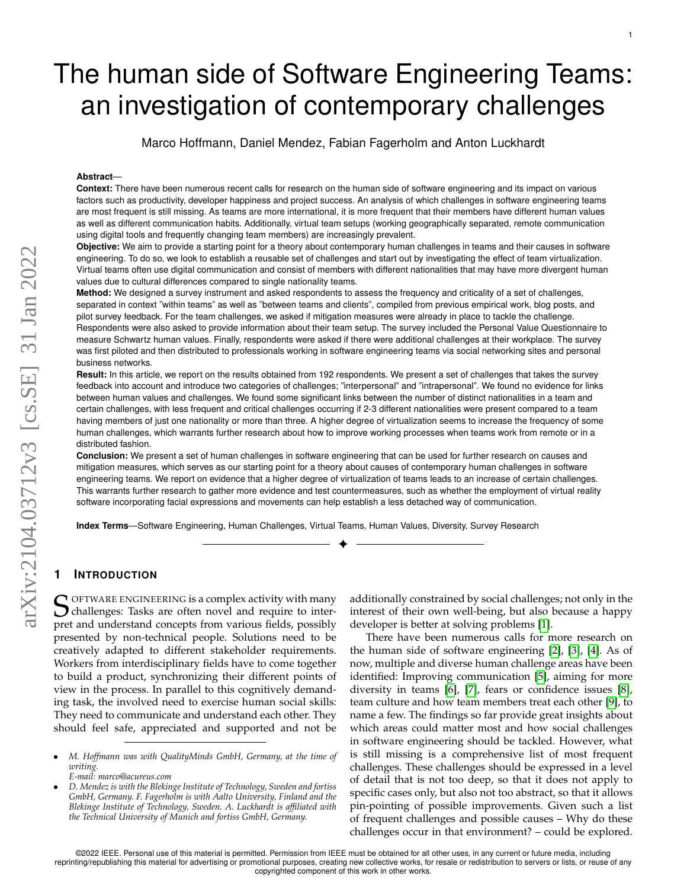# The human side of Software Engineering Teams: an investigation of contemporary challenges

Marco Hoffmann, Daniel Mendez, Fabian Fagerholm and Anton Luckhardt

**Abstract**—

**Context:** There have been numerous recent calls for research on the human side of software engineering and its impact on various factors such as productivity, developer happiness and project success. An analysis of which challenges in software engineering teams are most frequent is still missing. As teams are more international, it is more frequent that their members have different human values as well as different communication habits. Additionally, virtual team setups (working geographically separated, remote communication using digital tools and frequently changing team members) are increasingly prevalent.

**Objective:** We aim to provide a starting point for a theory about contemporary human challenges in teams and their causes in software engineering. To do so, we look to establish a reusable set of challenges and start out by investigating the effect of team virtualization. Virtual teams often use digital communication and consist of members with different nationalities that may have more divergent human values due to cultural differences compared to single nationality teams.

**Method:** We designed a survey instrument and asked respondents to assess the frequency and criticality of a set of challenges, separated in context "within teams" as well as "between teams and clients", compiled from previous empirical work, blog posts, and pilot survey feedback. For the team challenges, we asked if mitigation measures were already in place to tackle the challenge. Respondents were also asked to provide information about their team setup. The survey included the Personal Value Questionnaire to measure Schwartz human values. Finally, respondents were asked if there were additional challenges at their workplace. The survey was first piloted and then distributed to professionals working in software engineering teams via social networking sites and personal business networks.

**Result:** In this article, we report on the results obtained from 192 respondents. We present a set of challenges that takes the survey feedback into account and introduce two categories of challenges; "interpersonal" and "intrapersonal". We found no evidence for links between human values and challenges. We found some significant links between the number of distinct nationalities in a team and certain challenges, with less frequent and critical challenges occurring if 2-3 different nationalities were present compared to a team having members of just one nationality or more than three. A higher degree of virtualization seems to increase the frequency of some human challenges, which warrants further research about how to improve working processes when teams work from remote or in a distributed fashion.

**Conclusion:** We present a set of human challenges in software engineering that can be used for further research on causes and mitigation measures, which serves as our starting point for a theory about causes of contemporary human challenges in software engineering teams. We report on evidence that a higher degree of virtualization of teams leads to an increase of certain challenges. This warrants further research to gather more evidence and test countermeasures, such as whether the employment of virtual reality software incorporating facial expressions and movements can help establish a less detached way of communication.

**Index Terms**—Software Engineering, Human Challenges, Virtual Teams, Human Values, Diversity, Survey Research

## 1 Introduction

Software engineering is a complex activity with many challenges: Tasks are often novel and require to interpret and understand concepts from various fields, possibly presented by non-technical people. Solutions need to be creatively adapted to different stakeholder requirements. Workers from interdisciplinary fields have to come together to build a product, synchronizing their different points of view in the process. In parallel to this cognitively demanding task, the involved need to exercise human social skills: They need to communicate and understand each other. They should feel safe, appreciated and supported and not be additionally constrained by social challenges; not only in the interest of their own well-being, but also because a happy developer is better at solving problems [1].

There have been numerous calls for more research on the human side of software engineering [2], [3], [4]. As of now, multiple and diverse human challenge areas have been identified: Improving communication [5], aiming for more diversity in teams [6], [7], fears or confidence issues [8], team culture and how team members treat each other [9], to name a few. The findings so far provide great insights about which areas could matter most and how social challenges in software engineering should be tackled. However, what is still missing is a comprehensive list of most frequent challenges. These challenges should be expressed in a level of detail that is not too deep, so that it does not apply to specific cases only, but also not too abstract, so that it allows pin-pointing of possible improvements. Given such a list of frequent challenges and possible causes – Why do these challenges occur in that environment? – could be explored.

- *M. Hoffmann was with QualityMinds GmbH, Germany, at the time of writing.*
  *E-mail: marco@acureus.com*
- *D. Mendez is with the Blekinge Institute of Technology, Sweden and fortiss GmbH, Germany. F. Fagerholm is with Aalto University, Finland and the Blekinge Institute of Technology, Sweden. A. Luckhardt is affiliated with the Technical University of Munich and fortiss GmbH, Germany.*

©2022 IEEE. Personal use of this material is permitted. Permission from IEEE must be obtained for all other uses, in any current or future media, including reprinting/republishing this material for advertising or promotional purposes, creating new collective works, for resale or redistribution to servers or lists, or reuse of any copyrighted component of this work in other works.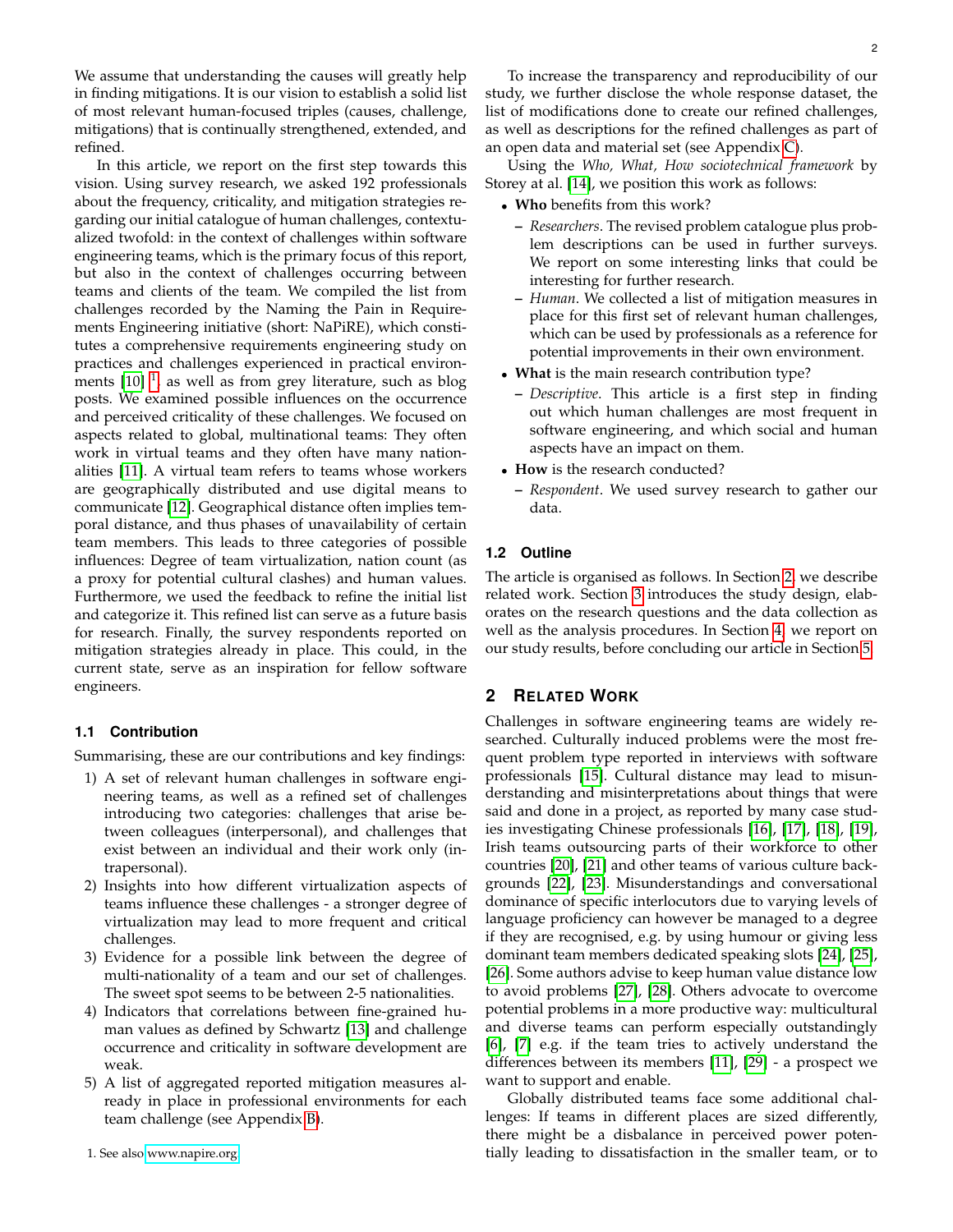We assume that understanding the causes will greatly help in finding mitigations. It is our vision to establish a solid list of most relevant human-focused triples (causes, challenge, mitigations) that is continually strengthened, extended, and refined.

In this article, we report on the first step towards this vision. Using survey research, we asked 192 professionals about the frequency, criticality, and mitigation strategies regarding our initial catalogue of human challenges, contextualized twofold: in the context of challenges within software engineering teams, which is the primary focus of this report, but also in the context of challenges occurring between teams and clients of the team. We compiled the list from challenges recorded by the Naming the Pain in Requirements Engineering initiative (short: NaPiRE), which constitutes a comprehensive requirements engineering study on practices and challenges experienced in practical environments [10] [1], as well as from grey literature, such as blog posts. We examined possible influences on the occurrence and perceived criticality of these challenges. We focused on aspects related to global, multinational teams: They often work in virtual teams and they often have many nationalities [11]. A virtual team refers to teams whose workers are geographically distributed and use digital means to communicate [12]. Geographical distance often implies temporal distance, and thus phases of unavailability of certain team members. This leads to three categories of possible influences: Degree of team virtualization, nation count (as a proxy for potential cultural clashes) and human values. Furthermore, we used the feedback to refine the initial list and categorize it. This refined list can serve as a future basis for research. Finally, the survey respondents reported on mitigation strategies already in place. This could, in the current state, serve as an inspiration for fellow software engineers.

### 1.1 Contribution

Summarising, these are our contributions and key findings:

1) A set of relevant human challenges in software engineering teams, as well as a refined set of challenges introducing two categories: challenges that arise between colleagues (interpersonal), and challenges that exist between an individual and their work only (intrapersonal).
2) Insights into how different virtualization aspects of teams influence these challenges - a stronger degree of virtualization may lead to more frequent and critical challenges.
3) Evidence for a possible link between the degree of multi-nationality of a team and our set of challenges. The sweet spot seems to be between 2-5 nationalities.
4) Indicators that correlations between fine-grained human values as defined by Schwartz [13] and challenge occurrence and criticality in software development are weak.
5) A list of aggregated reported mitigation measures already in place in professional environments for each team challenge (see Appendix B).

1. See also www.napire.org

To increase the transparency and reproducibility of our study, we further disclose the whole response dataset, the list of modifications done to create our refined challenges, as well as descriptions for the refined challenges as part of an open data and material set (see Appendix C).

Using the *Who, What, How sociotechnical framework* by Storey at al. [14], we position this work as follows:

- **Who** benefits from this work?
  - *Researchers*. The revised problem catalogue plus problem descriptions can be used in further surveys. We report on some interesting links that could be interesting for further research.
  - *Human*. We collected a list of mitigation measures in place for this first set of relevant human challenges, which can be used by professionals as a reference for potential improvements in their own environment.
- **What** is the main research contribution type?
  - *Descriptive*. This article is a first step in finding out which human challenges are most frequent in software engineering, and which social and human aspects have an impact on them.
- **How** is the research conducted?
  - *Respondent*. We used survey research to gather our data.

### 1.2 Outline

The article is organised as follows. In Section 2, we describe related work. Section 3 introduces the study design, elaborates on the research questions and the data collection as well as the analysis procedures. In Section 4, we report on our study results, before concluding our article in Section 5.

## 2 Related Work

Challenges in software engineering teams are widely researched. Culturally induced problems were the most frequent problem type reported in interviews with software professionals [15]. Cultural distance may lead to misunderstanding and misinterpretations about things that were said and done in a project, as reported by many case studies investigating Chinese professionals [16], [17], [18], [19], Irish teams outsourcing parts of their workforce to other countries [20], [21] and other teams of various culture backgrounds [22], [23]. Misunderstandings and conversational dominance of specific interlocutors due to varying levels of language proficiency can however be managed to a degree if they are recognised, e.g. by using humour or giving less dominant team members dedicated speaking slots [24], [25], [26]. Some authors advise to keep human value distance low to avoid problems [27], [28]. Others advocate to overcome potential problems in a more productive way: multicultural and diverse teams can perform especially outstandingly [6], [7] e.g. if the team tries to actively understand the differences between its members [11], [29] - a prospect we want to support and enable.

Globally distributed teams face some additional challenges: If teams in different places are sized differently, there might be a disbalance in perceived power potentially leading to dissatisfaction in the smaller team, or to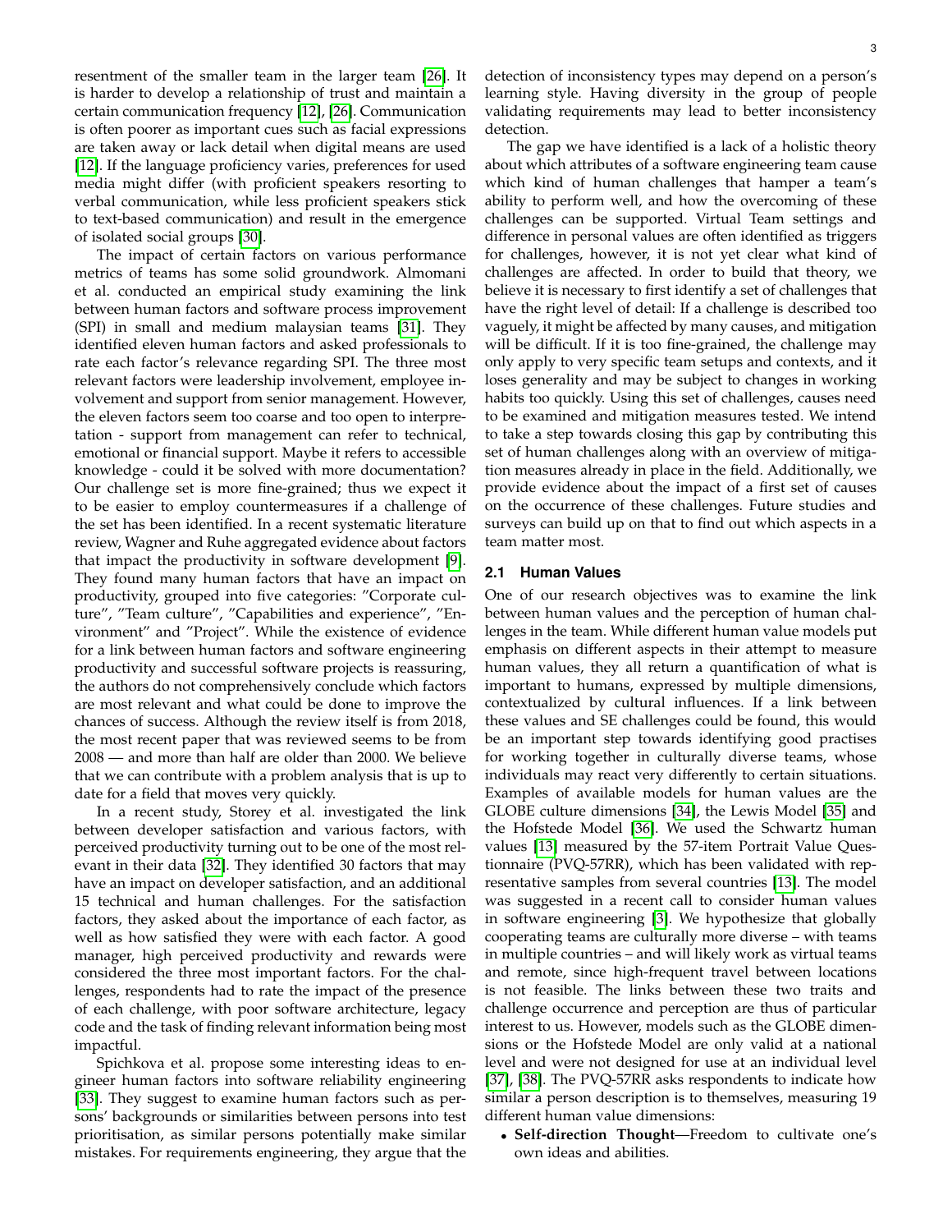resentment of the smaller team in the larger team [26]. It is harder to develop a relationship of trust and maintain a certain communication frequency [12], [26]. Communication is often poorer as important cues such as facial expressions are taken away or lack detail when digital means are used [12]. If the language proficiency varies, preferences for used media might differ (with proficient speakers resorting to verbal communication, while less proficient speakers stick to text-based communication) and result in the emergence of isolated social groups [30].

The impact of certain factors on various performance metrics of teams has some solid groundwork. Almomani et al. conducted an empirical study examining the link between human factors and software process improvement (SPI) in small and medium malaysian teams [31]. They identified eleven human factors and asked professionals to rate each factor's relevance regarding SPI. The three most relevant factors were leadership involvement, employee involvement and support from senior management. However, the eleven factors seem too coarse and too open to interpretation - support from management can refer to technical, emotional or financial support. Maybe it refers to accessible knowledge - could it be solved with more documentation? Our challenge set is more fine-grained; thus we expect it to be easier to employ countermeasures if a challenge of the set has been identified. In a recent systematic literature review, Wagner and Ruhe aggregated evidence about factors that impact the productivity in software development [9]. They found many human factors that have an impact on productivity, grouped into five categories: "Corporate culture", "Team culture", "Capabilities and experience", "Environment" and "Project". While the existence of evidence for a link between human factors and software engineering productivity and successful software projects is reassuring, the authors do not comprehensively conclude which factors are most relevant and what could be done to improve the chances of success. Although the review itself is from 2018, the most recent paper that was reviewed seems to be from 2008 — and more than half are older than 2000. We believe that we can contribute with a problem analysis that is up to date for a field that moves very quickly.

In a recent study, Storey et al. investigated the link between developer satisfaction and various factors, with perceived productivity turning out to be one of the most relevant in their data [32]. They identified 30 factors that may have an impact on developer satisfaction, and an additional 15 technical and human challenges. For the satisfaction factors, they asked about the importance of each factor, as well as how satisfied they were with each factor. A good manager, high perceived productivity and rewards were considered the three most important factors. For the challenges, respondents had to rate the impact of the presence of each challenge, with poor software architecture, legacy code and the task of finding relevant information being most impactful.

Spichkova et al. propose some interesting ideas to engineer human factors into software reliability engineering [33]. They suggest to examine human factors such as persons' backgrounds or similarities between persons into test prioritisation, as similar persons potentially make similar mistakes. For requirements engineering, they argue that the detection of inconsistency types may depend on a person's learning style. Having diversity in the group of people validating requirements may lead to better inconsistency detection.

The gap we have identified is a lack of a holistic theory about which attributes of a software engineering team cause which kind of human challenges that hamper a team's ability to perform well, and how the overcoming of these challenges can be supported. Virtual Team settings and difference in personal values are often identified as triggers for challenges, however, it is not yet clear what kind of challenges are affected. In order to build that theory, we believe it is necessary to first identify a set of challenges that have the right level of detail: If a challenge is described too vaguely, it might be affected by many causes, and mitigation will be difficult. If it is too fine-grained, the challenge may only apply to very specific team setups and contexts, and it loses generality and may be subject to changes in working habits too quickly. Using this set of challenges, causes need to be examined and mitigation measures tested. We intend to take a step towards closing this gap by contributing this set of human challenges along with an overview of mitigation measures already in place in the field. Additionally, we provide evidence about the impact of a first set of causes on the occurrence of these challenges. Future studies and surveys can build up on that to find out which aspects in a team matter most.

### 2.1 Human Values

One of our research objectives was to examine the link between human values and the perception of human challenges in the team. While different human value models put emphasis on different aspects in their attempt to measure human values, they all return a quantification of what is important to humans, expressed by multiple dimensions, contextualized by cultural influences. If a link between these values and SE challenges could be found, this would be an important step towards identifying good practises for working together in culturally diverse teams, whose individuals may react very differently to certain situations. Examples of available models for human values are the GLOBE culture dimensions [34], the Lewis Model [35] and the Hofstede Model [36]. We used the Schwartz human values [13] measured by the 57-item Portrait Value Questionnaire (PVQ-57RR), which has been validated with representative samples from several countries [13]. The model was suggested in a recent call to consider human values in software engineering [3]. We hypothesize that globally cooperating teams are culturally more diverse – with teams in multiple countries – and will likely work as virtual teams and remote, since high-frequent travel between locations is not feasible. The links between these two traits and challenge occurrence and perception are thus of particular interest to us. However, models such as the GLOBE dimensions or the Hofstede Model are only valid at a national level and were not designed for use at an individual level [37], [38]. The PVQ-57RR asks respondents to indicate how similar a person description is to themselves, measuring 19 different human value dimensions:

- **Self-direction Thought**—Freedom to cultivate one's own ideas and abilities.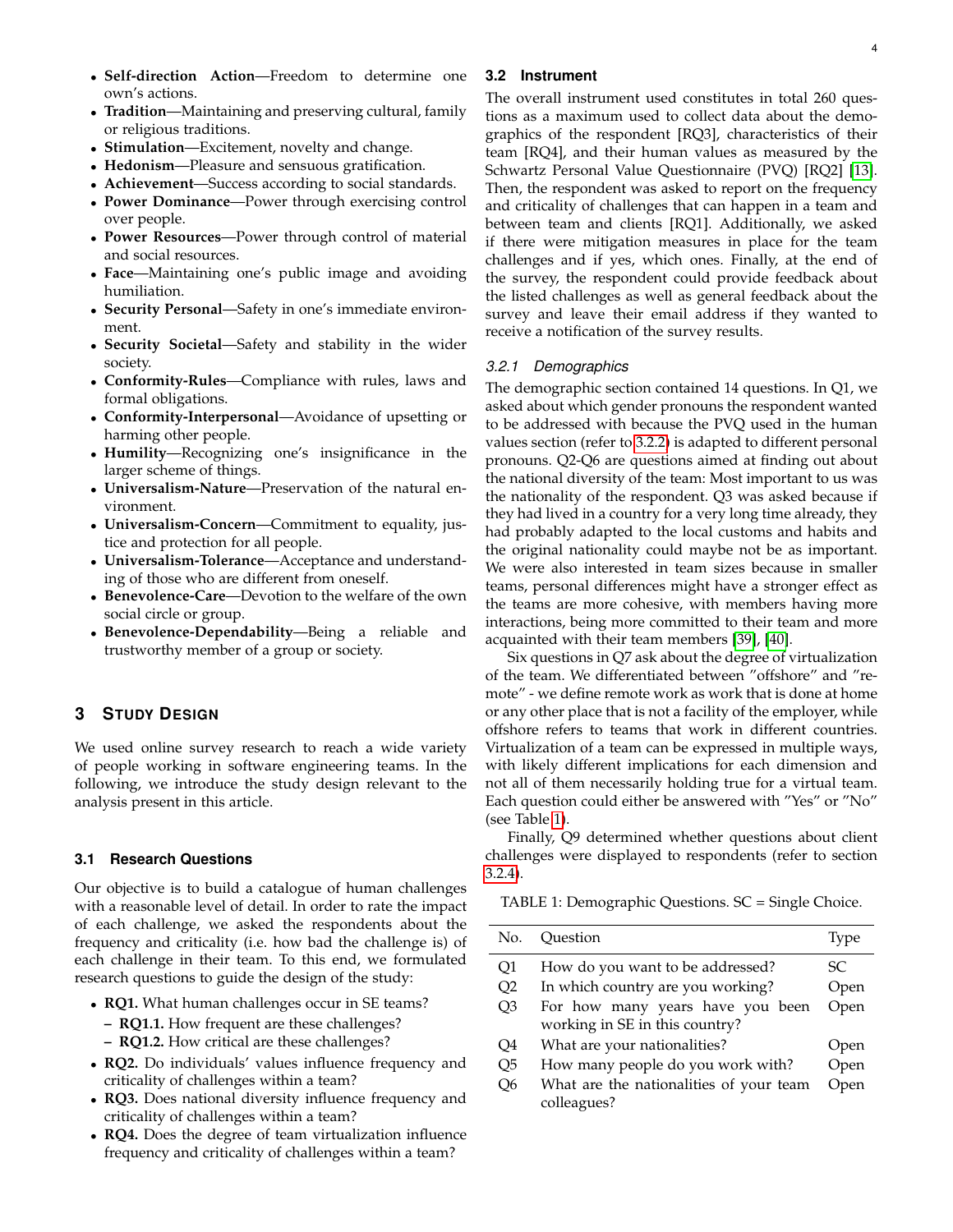- **Self-direction Action**—Freedom to determine one own's actions.
- **Tradition**—Maintaining and preserving cultural, family or religious traditions.
- **Stimulation**—Excitement, novelty and change.
- **Hedonism**—Pleasure and sensuous gratification.
- **Achievement**—Success according to social standards.
- **Power Dominance**—Power through exercising control over people.
- **Power Resources**—Power through control of material and social resources.
- **Face**—Maintaining one's public image and avoiding humiliation.
- **Security Personal**—Safety in one's immediate environment.
- **Security Societal**—Safety and stability in the wider society.
- **Conformity-Rules**—Compliance with rules, laws and formal obligations.
- **Conformity-Interpersonal**—Avoidance of upsetting or harming other people.
- **Humility**—Recognizing one's insignificance in the larger scheme of things.
- **Universalism-Nature**—Preservation of the natural environment.
- **Universalism-Concern**—Commitment to equality, justice and protection for all people.
- **Universalism-Tolerance**—Acceptance and understanding of those who are different from oneself.
- **Benevolence-Care**—Devotion to the welfare of the own social circle or group.
- **Benevolence-Dependability**—Being a reliable and trustworthy member of a group or society.

# 3 Study Design

We used online survey research to reach a wide variety of people working in software engineering teams. In the following, we introduce the study design relevant to the analysis present in this article.

## 3.1 Research Questions

Our objective is to build a catalogue of human challenges with a reasonable level of detail. In order to rate the impact of each challenge, we asked the respondents about the frequency and criticality (i.e. how bad the challenge is) of each challenge in their team. To this end, we formulated research questions to guide the design of the study:

- **RQ1.** What human challenges occur in SE teams?
  - **RQ1.1.** How frequent are these challenges?
  - **RQ1.2.** How critical are these challenges?
- **RQ2.** Do individuals' values influence frequency and criticality of challenges within a team?
- **RQ3.** Does national diversity influence frequency and criticality of challenges within a team?
- **RQ4.** Does the degree of team virtualization influence frequency and criticality of challenges within a team?

## 3.2 Instrument

The overall instrument used constitutes in total 260 questions as a maximum used to collect data about the demographics of the respondent [RQ3], characteristics of their team [RQ4], and their human values as measured by the Schwartz Personal Value Questionnaire (PVQ) [RQ2] [13]. Then, the respondent was asked to report on the frequency and criticality of challenges that can happen in a team and between team and clients [RQ1]. Additionally, we asked if there were mitigation measures in place for the team challenges and if yes, which ones. Finally, at the end of the survey, the respondent could provide feedback about the listed challenges as well as general feedback about the survey and leave their email address if they wanted to receive a notification of the survey results.

### *3.2.1 Demographics*

The demographic section contained 14 questions. In Q1, we asked about which gender pronouns the respondent wanted to be addressed with because the PVQ used in the human values section (refer to 3.2.2) is adapted to different personal pronouns. Q2-Q6 are questions aimed at finding out about the national diversity of the team: Most important to us was the nationality of the respondent. Q3 was asked because if they had lived in a country for a very long time already, they had probably adapted to the local customs and habits and the original nationality could maybe not be as important. We were also interested in team sizes because in smaller teams, personal differences might have a stronger effect as the teams are more cohesive, with members having more interactions, being more committed to their team and more acquainted with their team members [39], [40].

Six questions in Q7 ask about the degree of virtualization of the team. We differentiated between "offshore" and "remote" - we define remote work as work that is done at home or any other place that is not a facility of the employer, while offshore refers to teams that work in different countries. Virtualization of a team can be expressed in multiple ways, with likely different implications for each dimension and not all of them necessarily holding true for a virtual team. Each question could either be answered with "Yes" or "No" (see Table 1).

Finally, Q9 determined whether questions about client challenges were displayed to respondents (refer to section 3.2.4).

TABLE 1: Demographic Questions. SC = Single Choice.

| No. | Question | Type |
|---|---|---|
| Q1 | How do you want to be addressed? | SC |
| Q2 | In which country are you working? | Open |
| Q3 | For how many years have you been working in SE in this country? | Open |
| Q4 | What are your nationalities? | Open |
| Q5 | How many people do you work with? | Open |
| Q6 | What are the nationalities of your team colleagues? | Open |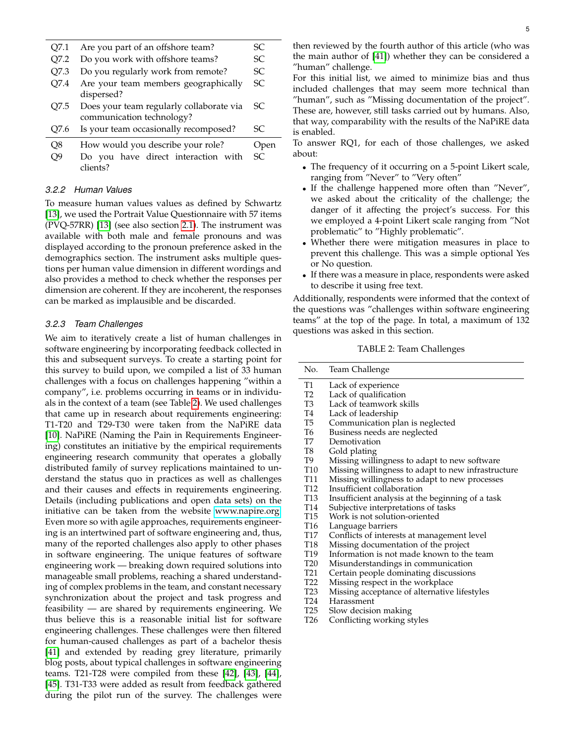| | | |
|---|---|---|
| Q7.1 | Are you part of an offshore team? | SC |
| Q7.2 | Do you work with offshore teams? | SC |
| Q7.3 | Do you regularly work from remote? | SC |
| Q7.4 | Are your team members geographically dispersed? | SC |
| Q7.5 | Does your team regularly collaborate via communication technology? | SC |
| Q7.6 | Is your team occasionally recomposed? | SC |
| Q8 | How would you describe your role? | Open |
| Q9 | Do you have direct interaction with clients? | SC |

#### 3.2.2 Human Values

To measure human values values as defined by Schwartz [13], we used the Portrait Value Questionnaire with 57 items (PVQ-57RR) [13] (see also section 2.1). The instrument was available with both male and female pronouns and was displayed according to the pronoun preference asked in the demographics section. The instrument asks multiple questions per human value dimension in different wordings and also provides a method to check whether the responses per dimension are coherent. If they are incoherent, the responses can be marked as implausible and be discarded.

#### 3.2.3 Team Challenges

We aim to iteratively create a list of human challenges in software engineering by incorporating feedback collected in this and subsequent surveys. To create a starting point for this survey to build upon, we compiled a list of 33 human challenges with a focus on challenges happening "within a company", i.e. problems occurring in teams or in individuals in the context of a team (see Table 2). We used challenges that came up in research about requirements engineering: T1-T20 and T29-T30 were taken from the NaPiRE data [10]. NaPiRE (Naming the Pain in Requirements Engineering) constitutes an initiative by the empirical requirements engineering research community that operates a globally distributed family of survey replications maintained to understand the status quo in practices as well as challenges and their causes and effects in requirements engineering. Details (including publications and open data sets) on the initiative can be taken from the website www.napire.org. Even more so with agile approaches, requirements engineering is an intertwined part of software engineering and, thus, many of the reported challenges also apply to other phases in software engineering. The unique features of software engineering work — breaking down required solutions into manageable small problems, reaching a shared understanding of complex problems in the team, and constant necessary synchronization about the project and task progress and feasibility — are shared by requirements engineering. We thus believe this is a reasonable initial list for software engineering challenges. These challenges were then filtered for human-caused challenges as part of a bachelor thesis [41] and extended by reading grey literature, primarily blog posts, about typical challenges in software engineering teams. T21-T28 were compiled from these [42], [43], [44], [45]. T31-T33 were added as result from feedback gathered during the pilot run of the survey. The challenges were then reviewed by the fourth author of this article (who was the main author of [41]) whether they can be considered a "human" challenge.

For this initial list, we aimed to minimize bias and thus included challenges that may seem more technical than "human", such as "Missing documentation of the project". These are, however, still tasks carried out by humans. Also, that way, comparability with the results of the NaPiRE data is enabled.

To answer RQ1, for each of those challenges, we asked about:

- The frequency of it occurring on a 5-point Likert scale, ranging from "Never" to "Very often"
- If the challenge happened more often than "Never", we asked about the criticality of the challenge; the danger of it affecting the project's success. For this we employed a 4-point Likert scale ranging from "Not problematic" to "Highly problematic".
- Whether there were mitigation measures in place to prevent this challenge. This was a simple optional Yes or No question.
- If there was a measure in place, respondents were asked to describe it using free text.

Additionally, respondents were informed that the context of the questions was "challenges within software engineering teams" at the top of the page. In total, a maximum of 132 questions was asked in this section.

TABLE 2: Team Challenges

| No. | Team Challenge |
|---|---|
| T1 | Lack of experience |
| T2 | Lack of qualification |
| T3 | Lack of teamwork skills |
| T4 | Lack of leadership |
| T5 | Communication plan is neglected |
| T6 | Business needs are neglected |
| T7 | Demotivation |
| T8 | Gold plating |
| T9 | Missing willingness to adapt to new software |
| T10 | Missing willingness to adapt to new infrastructure |
| T11 | Missing willingness to adapt to new processes |
| T12 | Insufficient collaboration |
| T13 | Insufficient analysis at the beginning of a task |
| T14 | Subjective interpretations of tasks |
| T15 | Work is not solution-oriented |
| T16 | Language barriers |
| T17 | Conflicts of interests at management level |
| T18 | Missing documentation of the project |
| T19 | Information is not made known to the team |
| T20 | Misunderstandings in communication |
| T21 | Certain people dominating discussions |
| T22 | Missing respect in the workplace |
| T23 | Missing acceptance of alternative lifestyles |
| T24 | Harassment |
| T25 | Slow decision making |
| T26 | Conflicting working styles |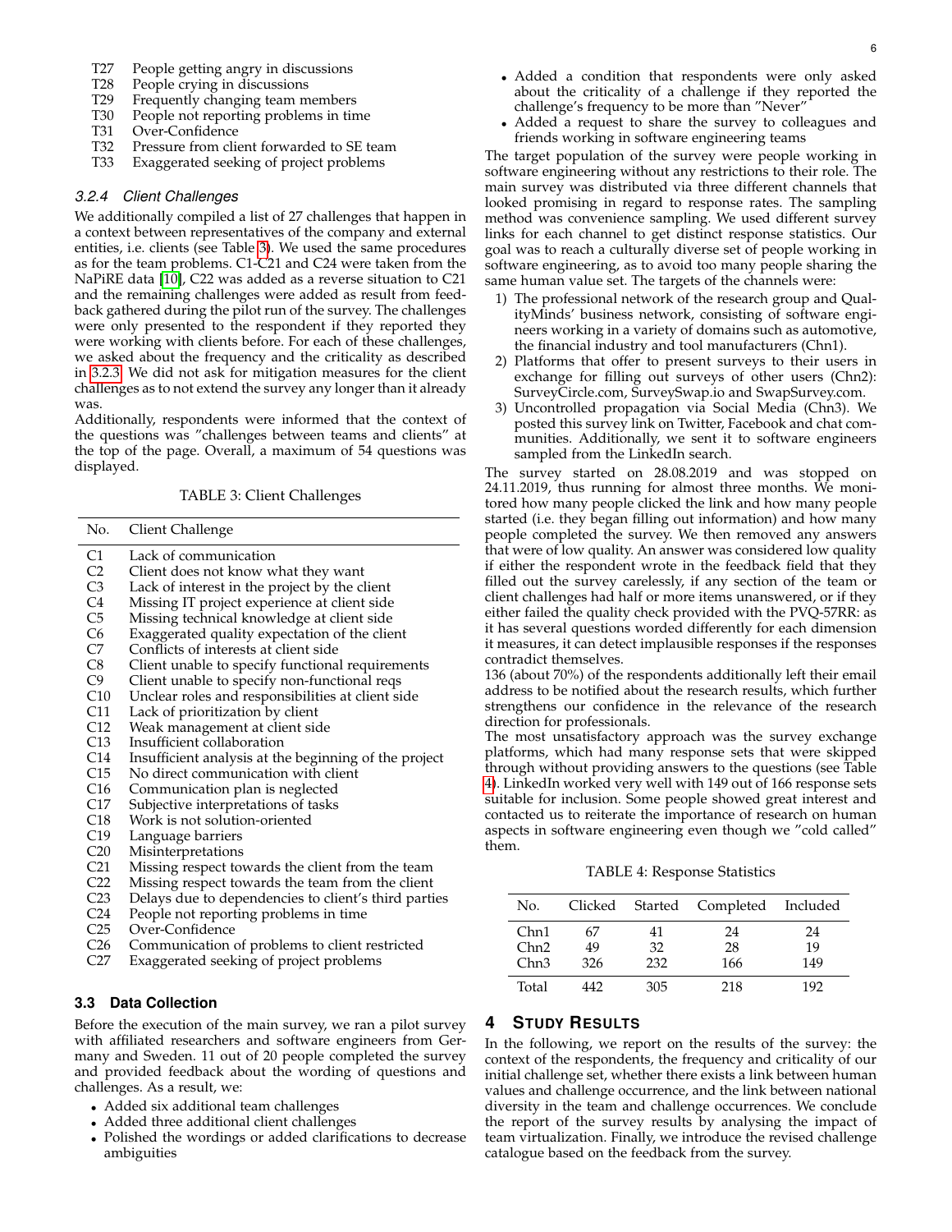| | |
|---|---|
| T27 | People getting angry in discussions |
| T28 | People crying in discussions |
| T29 | Frequently changing team members |
| T30 | People not reporting problems in time |
| T31 | Over-Confidence |
| T32 | Pressure from client forwarded to SE team |
| T33 | Exaggerated seeking of project problems |

#### 3.2.4 Client Challenges

We additionally compiled a list of 27 challenges that happen in a context between representatives of the company and external entities, i.e. clients (see Table 3). We used the same procedures as for the team problems. C1-C21 and C24 were taken from the NaPiRE data [10], C22 was added as a reverse situation to C21 and the remaining challenges were added as result from feedback gathered during the pilot run of the survey. The challenges were only presented to the respondent if they reported they were working with clients before. For each of these challenges, we asked about the frequency and the criticality as described in 3.2.3. We did not ask for mitigation measures for the client challenges as to not extend the survey any longer than it already was.

Additionally, respondents were informed that the context of the questions was "challenges between teams and clients" at the top of the page. Overall, a maximum of 54 questions was displayed.

TABLE 3: Client Challenges

| No. | Client Challenge |
|---|---|
| C1 | Lack of communication |
| C2 | Client does not know what they want |
| C3 | Lack of interest in the project by the client |
| C4 | Missing IT project experience at client side |
| C5 | Missing technical knowledge at client side |
| C6 | Exaggerated quality expectation of the client |
| C7 | Conflicts of interests at client side |
| C8 | Client unable to specify functional requirements |
| C9 | Client unable to specify non-functional reqs |
| C10 | Unclear roles and responsibilities at client side |
| C11 | Lack of prioritization by client |
| C12 | Weak management at client side |
| C13 | Insufficient collaboration |
| C14 | Insufficient analysis at the beginning of the project |
| C15 | No direct communication with client |
| C16 | Communication plan is neglected |
| C17 | Subjective interpretations of tasks |
| C18 | Work is not solution-oriented |
| C19 | Language barriers |
| C20 | Misinterpretations |
| C21 | Missing respect towards the client from the team |
| C22 | Missing respect towards the team from the client |
| C23 | Delays due to dependencies to client's third parties |
| C24 | People not reporting problems in time |
| C25 | Over-Confidence |
| C26 | Communication of problems to client restricted |
| C27 | Exaggerated seeking of project problems |

### 3.3 Data Collection

Before the execution of the main survey, we ran a pilot survey with affiliated researchers and software engineers from Germany and Sweden. 11 out of 20 people completed the survey and provided feedback about the wording of questions and challenges. As a result, we:

- Added six additional team challenges
- Added three additional client challenges
- Polished the wordings or added clarifications to decrease ambiguities
- Added a condition that respondents were only asked about the criticality of a challenge if they reported the challenge's frequency to be more than "Never"
- Added a request to share the survey to colleagues and friends working in software engineering teams

The target population of the survey were people working in software engineering without any restrictions to their role. The main survey was distributed via three different channels that looked promising in regard to response rates. The sampling method was convenience sampling. We used different survey links for each channel to get distinct response statistics. Our goal was to reach a culturally diverse set of people working in software engineering, as to avoid too many people sharing the same human value set. The targets of the channels were:

1) The professional network of the research group and QualityMinds' business network, consisting of software engineers working in a variety of domains such as automotive, the financial industry and tool manufacturers (Chn1).
2) Platforms that offer to present surveys to their users in exchange for filling out surveys of other users (Chn2): SurveyCircle.com, SurveySwap.io and SwapSurvey.com.
3) Uncontrolled propagation via Social Media (Chn3). We posted this survey link on Twitter, Facebook and chat communities. Additionally, we sent it to software engineers sampled from the LinkedIn search.

The survey started on 28.08.2019 and was stopped on 24.11.2019, thus running for almost three months. We monitored how many people clicked the link and how many people started (i.e. they began filling out information) and how many people completed the survey. We then removed any answers that were of low quality. An answer was considered low quality if either the respondent wrote in the feedback field that they filled out the survey carelessly, if any section of the team or client challenges had half or more items unanswered, or if they either failed the quality check provided with the PVQ-57RR: as it has several questions worded differently for each dimension it measures, it can detect implausible responses if the responses contradict themselves.

136 (about 70%) of the respondents additionally left their email address to be notified about the research results, which further strengthens our confidence in the relevance of the research direction for professionals.

The most unsatisfactory approach was the survey exchange platforms, which had many response sets that were skipped through without providing answers to the questions (see Table 4). LinkedIn worked very well with 149 out of 166 response sets suitable for inclusion. Some people showed great interest and contacted us to reiterate the importance of research on human aspects in software engineering even though we "cold called" them.

TABLE 4: Response Statistics

| No. | Clicked | Started | Completed | Included |
|---|---|---|---|---|
| Chn1 | 67 | 41 | 24 | 24 |
| Chn2 | 49 | 32 | 28 | 19 |
| Chn3 | 326 | 232 | 166 | 149 |
| Total | 442 | 305 | 218 | 192 |

## 4 Study Results

In the following, we report on the results of the survey: the context of the respondents, the frequency and criticality of our initial challenge set, whether there exists a link between human values and challenge occurrence, and the link between national diversity in the team and challenge occurrences. We conclude the report of the survey results by analysing the impact of team virtualization. Finally, we introduce the revised challenge catalogue based on the feedback from the survey.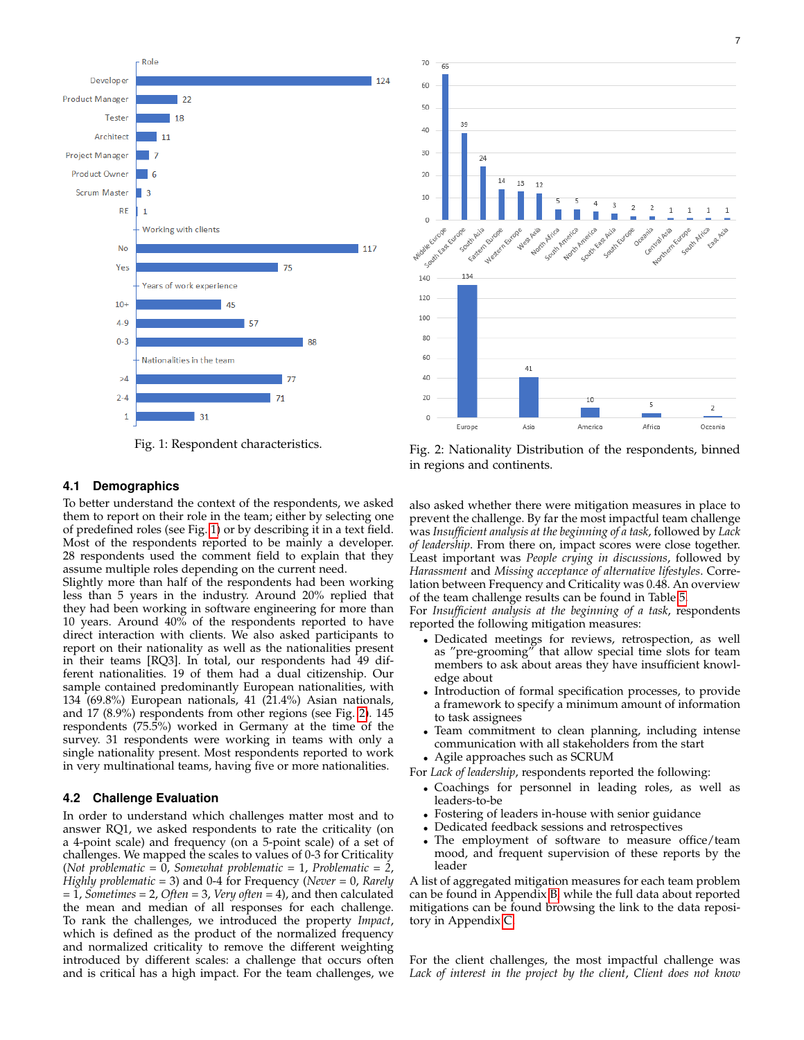Role

Developer 124
Product Manager 22
Tester 18
Architect 11
Project Manager 7
Product Owner 6
Scrum Master 3
RE 1

Working with clients

No 117
Yes 75

Years of work experience

10+ 45
4-9 57
0-3 88

Nationalities in the team

>4 77
2-4 71
1 31

Fig. 1: Respondent characteristics.

70 60 50 40 30 20 10 0

65 39 24 14 13 12 5 5 4 3 2 2 1 1 1 1

Middle Europe, South East Europe, South Asia, Eastern Europe, Western Europe, West Asia, North Africa, South America, North America, South East Asia, South Europe, Oceania, Central Asia, Northern Europe, South Africa, East Asia

140 120 100 80 60 40 20 0

134 41 10 5 2

Europe, Asia, America, Africa, Oceania

Fig. 2: Nationality Distribution of the respondents, binned in regions and continents.

### 4.1 Demographics

To better understand the context of the respondents, we asked them to report on their role in the team; either by selecting one of predefined roles (see Fig. 1) or by describing it in a text field. Most of the respondents reported to be mainly a developer. 28 respondents used the comment field to explain that they assume multiple roles depending on the current need.
Slightly more than half of the respondents had been working less than 5 years in the industry. Around 20% replied that they had been working in software engineering for more than 10 years. Around 40% of the respondents reported to have direct interaction with clients. We also asked participants to report on their nationality as well as the nationalities present in their teams [RQ3]. In total, our respondents had 49 different nationalities. 19 of them had a dual citizenship. Our sample contained predominantly European nationalities, with 134 (69.8%) European nationals, 41 (21.4%) Asian nationals, and 17 (8.9%) respondents from other regions (see Fig. 2). 145 respondents (75.5%) worked in Germany at the time of the survey. 31 respondents were working in teams with only a single nationality present. Most respondents reported to work in very multinational teams, having five or more nationalities.

### 4.2 Challenge Evaluation

In order to understand which challenges matter most and to answer RQ1, we asked respondents to rate the criticality (on a 4-point scale) and frequency (on a 5-point scale) of a set of challenges. We mapped the scales to values of 0-3 for Criticality (*Not problematic* = 0, *Somewhat problematic* = 1, *Problematic* = 2, *Highly problematic* = 3) and 0-4 for Frequency (*Never* = 0, *Rarely* = 1, *Sometimes* = 2, *Often* = 3, *Very often* = 4), and then calculated the mean and median of all responses for each challenge. To rank the challenges, we introduced the property *Impact*, which is defined as the product of normalized frequency and normalized criticality to remove the different weighting introduced by different scales: a challenge that occurs often and is critical has a high impact. For the team challenges, we also asked whether there were mitigation measures in place to prevent the challenge. By far the most impactful team challenge was *Insufficient analysis at the beginning of a task*, followed by *Lack of leadership*. From there on, impact scores were close together. Least important was *People crying in discussions*, followed by *Harassment* and *Missing acceptance of alternative lifestyles*. Correlation between Frequency and Criticality was 0.48. An overview of the team challenge results can be found in Table 5.
For *Insufficient analysis at the beginning of a task*, respondents reported the following mitigation measures:

- Dedicated meetings for reviews, retrospection, as well as "pre-grooming" that allow special time slots for team members to ask about areas they have insufficient knowledge about
- Introduction of formal specification processes, to provide a framework to specify a minimum amount of information to task assignees
- Team commitment to clean planning, including intense communication with all stakeholders from the start
- Agile approaches such as SCRUM

For *Lack of leadership*, respondents reported the following:

- Coachings for personnel in leading roles, as well as leaders-to-be
- Fostering of leaders in-house with senior guidance
- Dedicated feedback sessions and retrospectives
- The employment of software to measure office/team mood, and frequent supervision of these reports by the leader

A list of aggregated mitigation measures for each team problem can be found in Appendix B, while the full data about reported mitigations can be found browsing the link to the data repository in Appendix C.

For the client challenges, the most impactful challenge was *Lack of interest in the project by the client*, *Client does not know*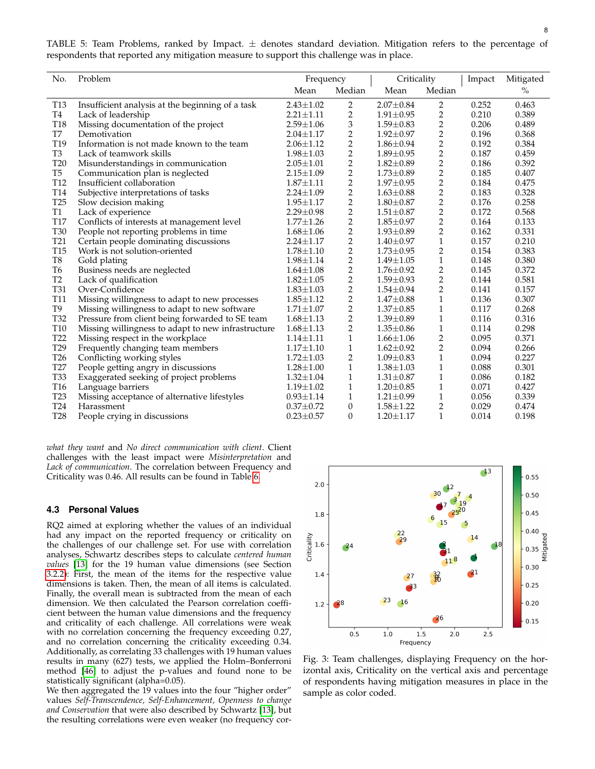TABLE 5: Team Problems, ranked by Impact. ± denotes standard deviation. Mitigation refers to the percentage of respondents that reported any mitigation measure to support this challenge was in place.

| No. | Problem | Frequency | | Criticality | | Impact | Mitigated |
|---|---|---|---|---|---|---|---|
| | | Mean | Median | Mean | Median | | % |
| T13 | Insufficient analysis at the beginning of a task | 2.43±1.02 | 2 | 2.07±0.84 | 2 | 0.252 | 0.463 |
| T4 | Lack of leadership | 2.21±1.11 | 2 | 1.91±0.95 | 2 | 0.210 | 0.389 |
| T18 | Missing documentation of the project | 2.59±1.06 | 3 | 1.59±0.83 | 2 | 0.206 | 0.489 |
| T7 | Demotivation | 2.04±1.17 | 2 | 1.92±0.97 | 2 | 0.196 | 0.368 |
| T19 | Information is not made known to the team | 2.06±1.12 | 2 | 1.86±0.94 | 2 | 0.192 | 0.384 |
| T3 | Lack of teamwork skills | 1.98±1.03 | 2 | 1.89±0.95 | 2 | 0.187 | 0.459 |
| T20 | Misunderstandings in communication | 2.05±1.01 | 2 | 1.82±0.89 | 2 | 0.186 | 0.392 |
| T5 | Communication plan is neglected | 2.15±1.09 | 2 | 1.73±0.89 | 2 | 0.185 | 0.407 |
| T12 | Insufficient collaboration | 1.87±1.11 | 2 | 1.97±0.95 | 2 | 0.184 | 0.475 |
| T14 | Subjective interpretations of tasks | 2.24±1.09 | 2 | 1.63±0.88 | 2 | 0.183 | 0.328 |
| T25 | Slow decision making | 1.95±1.17 | 2 | 1.80±0.87 | 2 | 0.176 | 0.258 |
| T1 | Lack of experience | 2.29±0.98 | 2 | 1.51±0.87 | 2 | 0.172 | 0.568 |
| T17 | Conflicts of interests at management level | 1.77±1.26 | 2 | 1.85±0.97 | 2 | 0.164 | 0.133 |
| T30 | People not reporting problems in time | 1.68±1.06 | 2 | 1.93±0.89 | 2 | 0.162 | 0.331 |
| T21 | Certain people dominating discussions | 2.24±1.17 | 2 | 1.40±0.97 | 1 | 0.157 | 0.210 |
| T15 | Work is not solution-oriented | 1.78±1.10 | 2 | 1.73±0.95 | 2 | 0.154 | 0.383 |
| T8 | Gold plating | 1.98±1.14 | 2 | 1.49±1.05 | 1 | 0.148 | 0.380 |
| T6 | Business needs are neglected | 1.64±1.08 | 2 | 1.76±0.92 | 2 | 0.145 | 0.372 |
| T2 | Lack of qualification | 1.82±1.05 | 2 | 1.59±0.93 | 2 | 0.144 | 0.581 |
| T31 | Over-Confidence | 1.83±1.03 | 2 | 1.54±0.94 | 2 | 0.141 | 0.157 |
| T11 | Missing willingness to adapt to new processes | 1.85±1.12 | 2 | 1.47±0.88 | 1 | 0.136 | 0.307 |
| T9 | Missing willingness to adapt to new software | 1.71±1.07 | 2 | 1.37±0.85 | 1 | 0.117 | 0.268 |
| T32 | Pressure from client being forwarded to SE team | 1.68±1.13 | 2 | 1.39±0.89 | 1 | 0.116 | 0.316 |
| T10 | Missing willingness to adapt to new infrastructure | 1.68±1.13 | 2 | 1.35±0.86 | 1 | 0.114 | 0.298 |
| T22 | Missing respect in the workplace | 1.14±1.11 | 1 | 1.66±1.06 | 2 | 0.095 | 0.371 |
| T29 | Frequently changing team members | 1.17±1.10 | 1 | 1.62±0.92 | 2 | 0.094 | 0.266 |
| T26 | Conflicting working styles | 1.72±1.03 | 2 | 1.09±0.83 | 1 | 0.094 | 0.227 |
| T27 | People getting angry in discussions | 1.28±1.00 | 1 | 1.38±1.03 | 1 | 0.088 | 0.301 |
| T33 | Exaggerated seeking of project problems | 1.32±1.04 | 1 | 1.31±0.87 | 1 | 0.086 | 0.182 |
| T16 | Language barriers | 1.19±1.02 | 1 | 1.20±0.85 | 1 | 0.071 | 0.427 |
| T23 | Missing acceptance of alternative lifestyles | 0.93±1.14 | 1 | 1.21±0.99 | 1 | 0.056 | 0.339 |
| T24 | Harassment | 0.37±0.72 | 0 | 1.58±1.22 | 2 | 0.029 | 0.474 |
| T28 | People crying in discussions | 0.23±0.57 | 0 | 1.20±1.17 | 1 | 0.014 | 0.198 |

*what they want* and *No direct communication with client*. Client challenges with the least impact were *Misinterpretation* and *Lack of communication*. The correlation between Frequency and Criticality was 0.46. All results can be found in Table 6.

### 4.3 Personal Values

RQ2 aimed at exploring whether the values of an individual had any impact on the reported frequency or criticality on the challenges of our challenge set. For use with correlation analyses, Schwartz describes steps to calculate *centered human values* [13] for the 19 human value dimensions (see Section 3.2.2): First, the mean of the items for the respective value dimensions is taken. Then, the mean of all items is calculated. Finally, the overall mean is subtracted from the mean of each dimension. We then calculated the Pearson correlation coefficient between the human value dimensions and the frequency and criticality of each challenge. All correlations were weak with no correlation concerning the frequency exceeding 0.27, and no correlation concerning the criticality exceeding 0.34. Additionally, as correlating 33 challenges with 19 human values results in many (627) tests, we applied the Holm–Bonferroni method [46] to adjust the p-values and found none to be statistically significant (alpha=0.05).

We then aggregated the 19 values into the four "higher order" values *Self-Transcendence*, *Self-Enhancement*, *Openness to change and Conservation* that were also described by Schwartz [13], but the resulting correlations were even weaker (no frequency cor-

Criticality
Frequency
Mitigated
0.5 1.0 1.5 2.0 2.5
1.2 1.4 1.6 1.8 2.0
0.15 0.20 0.25 0.30 0.35 0.40 0.45 0.50 0.55
13 12 30 7 3 4 19 17 25 20 6 15 5 22 29 14 18 24 2 31 11 8 1 21 27 32 10 33 23 16 28 26

Fig. 3: Team challenges, displaying Frequency on the horizontal axis, Criticality on the vertical axis and percentage of respondents having mitigation measures in place in the sample as color coded.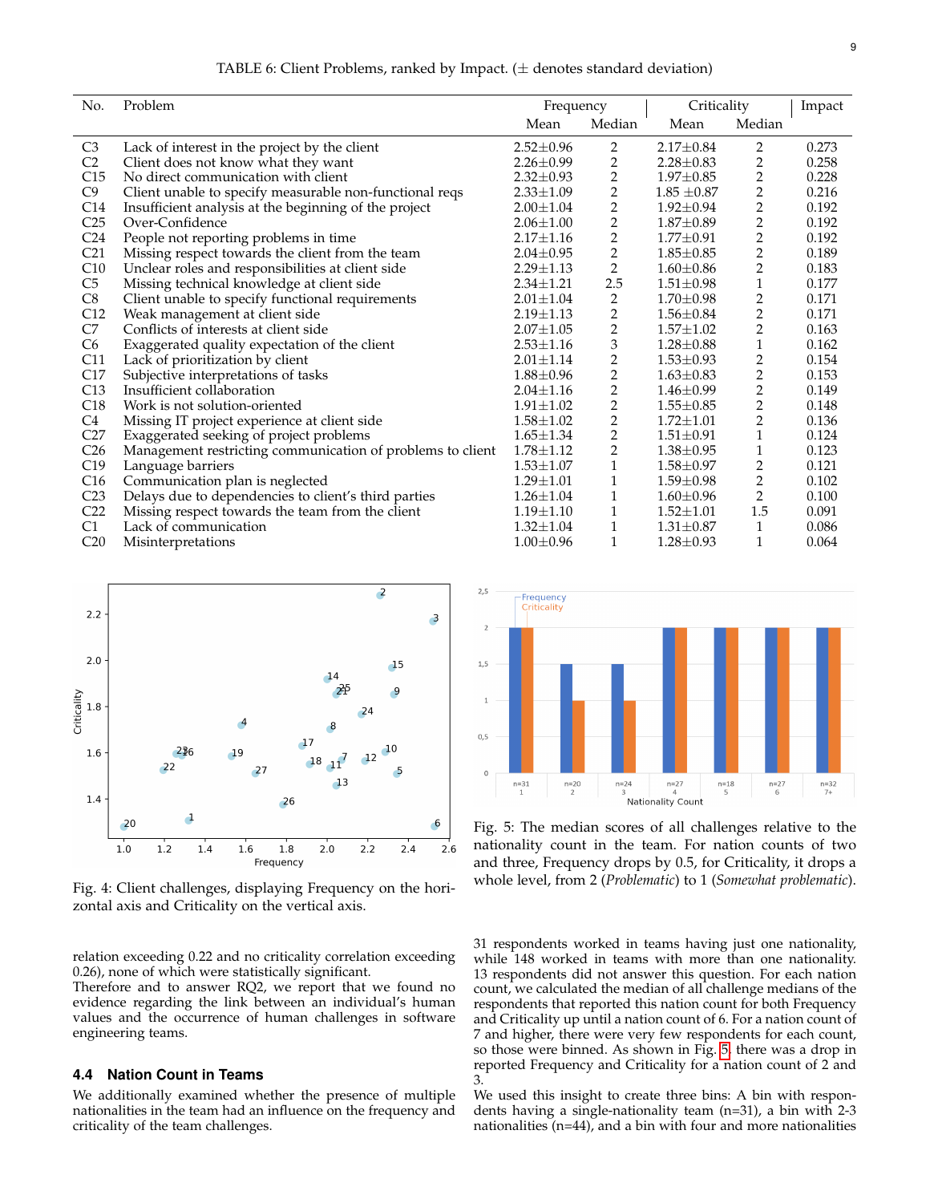TABLE 6: Client Problems, ranked by Impact. (± denotes standard deviation)

| No. | Problem | Frequency | | Criticality | | Impact |
|---|---|---|---|---|---|---|
| | | Mean | Median | Mean | Median | |
| C3 | Lack of interest in the project by the client | 2.52±0.96 | 2 | 2.17±0.84 | 2 | 0.273 |
| C2 | Client does not know what they want | 2.26±0.99 | 2 | 2.28±0.83 | 2 | 0.258 |
| C15 | No direct communication with client | 2.32±0.93 | 2 | 1.97±0.85 | 2 | 0.228 |
| C9 | Client unable to specify measurable non-functional reqs | 2.33±1.09 | 2 | 1.85 ±0.87 | 2 | 0.216 |
| C14 | Insufficient analysis at the beginning of the project | 2.00±1.04 | 2 | 1.92±0.94 | 2 | 0.192 |
| C25 | Over-Confidence | 2.06±1.00 | 2 | 1.87±0.89 | 2 | 0.192 |
| C24 | People not reporting problems in time | 2.17±1.16 | 2 | 1.77±0.91 | 2 | 0.192 |
| C21 | Missing respect towards the client from the team | 2.04±0.95 | 2 | 1.85±0.85 | 2 | 0.189 |
| C10 | Unclear roles and responsibilities at client side | 2.29±1.13 | 2 | 1.60±0.86 | 2 | 0.183 |
| C5 | Missing technical knowledge at client side | 2.34±1.21 | 2.5 | 1.51±0.98 | 1 | 0.177 |
| C8 | Client unable to specify functional requirements | 2.01±1.04 | 2 | 1.70±0.98 | 2 | 0.171 |
| C12 | Weak management at client side | 2.19±1.13 | 2 | 1.56±0.84 | 2 | 0.171 |
| C7 | Conflicts of interests at client side | 2.07±1.05 | 2 | 1.57±1.02 | 2 | 0.163 |
| C6 | Exaggerated quality expectation of the client | 2.53±1.16 | 3 | 1.28±0.88 | 1 | 0.162 |
| C11 | Lack of prioritization by client | 2.01±1.14 | 2 | 1.53±0.93 | 2 | 0.154 |
| C17 | Subjective interpretations of tasks | 1.88±0.96 | 2 | 1.63±0.83 | 2 | 0.153 |
| C13 | Insufficient collaboration | 2.04±1.16 | 2 | 1.46±0.99 | 2 | 0.149 |
| C18 | Work is not solution-oriented | 1.91±1.02 | 2 | 1.55±0.85 | 2 | 0.148 |
| C4 | Missing IT project experience at client side | 1.58±1.02 | 2 | 1.72±1.01 | 2 | 0.136 |
| C27 | Exaggerated seeking of project problems | 1.65±1.34 | 2 | 1.51±0.91 | 1 | 0.124 |
| C26 | Management restricting communication of problems to client | 1.78±1.12 | 2 | 1.38±0.95 | 1 | 0.123 |
| C19 | Language barriers | 1.53±1.07 | 1 | 1.58±0.97 | 2 | 0.121 |
| C16 | Communication plan is neglected | 1.29±1.01 | 1 | 1.59±0.98 | 2 | 0.102 |
| C23 | Delays due to dependencies to client's third parties | 1.26±1.04 | 1 | 1.60±0.96 | 2 | 0.100 |
| C22 | Missing respect towards the team from the client | 1.19±1.10 | 1 | 1.52±1.01 | 1.5 | 0.091 |
| C1 | Lack of communication | 1.32±1.04 | 1 | 1.31±0.87 | 1 | 0.086 |
| C20 | Misinterpretations | 1.00±0.96 | 1 | 1.28±0.93 | 1 | 0.064 |

Fig. 4: Client challenges, displaying Frequency on the horizontal axis and Criticality on the vertical axis.

Fig. 5: The median scores of all challenges relative to the nationality count in the team. For nation counts of two and three, Frequency drops by 0.5, for Criticality, it drops a whole level, from 2 (*Problematic*) to 1 (*Somewhat problematic*).

relation exceeding 0.22 and no criticality correlation exceeding 0.26), none of which were statistically significant.
Therefore and to answer RQ2, we report that we found no evidence regarding the link between an individual's human values and the occurrence of human challenges in software engineering teams.

### 4.4 Nation Count in Teams

We additionally examined whether the presence of multiple nationalities in the team had an influence on the frequency and criticality of the team challenges.

31 respondents worked in teams having just one nationality, while 148 worked in teams with more than one nationality. 13 respondents did not answer this question. For each nation count, we calculated the median of all challenge medians of the respondents that reported this nation count for both Frequency and Criticality up until a nation count of 6. For a nation count of 7 and higher, there were very few respondents for each count, so those were binned. As shown in Fig. 5, there was a drop in reported Frequency and Criticality for a nation count of 2 and 3.
We used this insight to create three bins: A bin with respondents having a single-nationality team (n=31), a bin with 2-3 nationalities (n=44), and a bin with four and more nationalities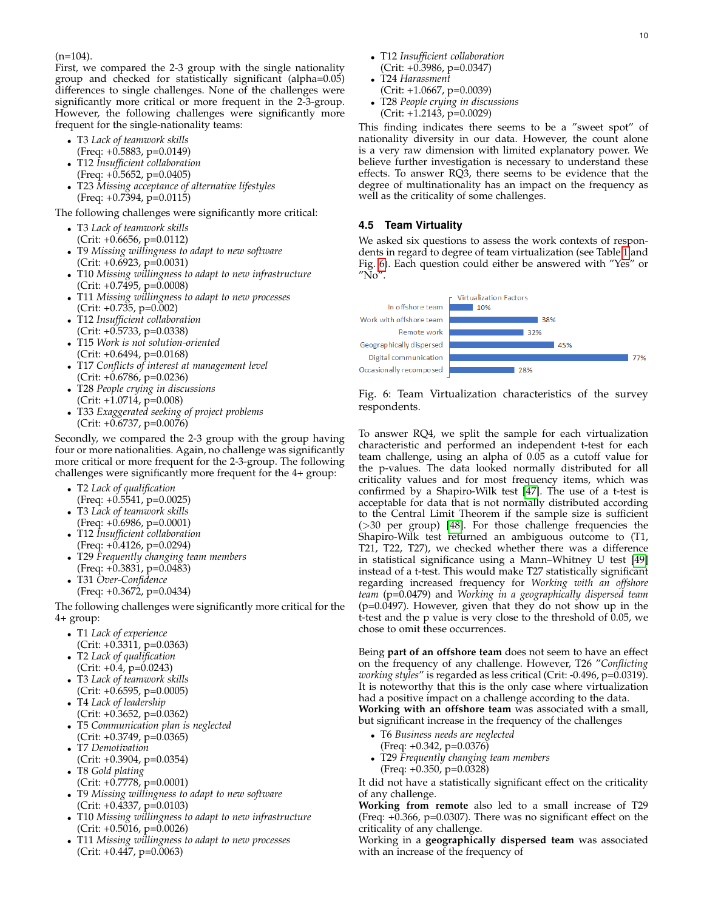(n=104).

First, we compared the 2-3 group with the single nationality group and checked for statistically significant (alpha=0.05) differences to single challenges. None of the challenges were significantly more critical or more frequent in the 2-3-group. However, the following challenges were significantly more frequent for the single-nationality teams:

- T3 *Lack of teamwork skills* (Freq: +0.5883, p=0.0149)
- T12 *Insufficient collaboration* (Freq: +0.5652, p=0.0405)
- T23 *Missing acceptance of alternative lifestyles* (Freq: +0.7394, p=0.0115)

The following challenges were significantly more critical:

- T3 *Lack of teamwork skills* (Crit: +0.6656, p=0.0112)
- T9 *Missing willingness to adapt to new software* (Crit: +0.6923, p=0.0031)
- T10 *Missing willingness to adapt to new infrastructure* (Crit: +0.7495, p=0.0008)
- T11 *Missing willingness to adapt to new processes* (Crit: +0.735, p=0.002)
- T12 *Insufficient collaboration* (Crit: +0.5733, p=0.0338)
- T15 *Work is not solution-oriented* (Crit: +0.6494, p=0.0168)
- T17 *Conflicts of interest at management level* (Crit: +0.6786, p=0.0236)
- T28 *People crying in discussions* (Crit: +1.0714, p=0.008)
- T33 *Exaggerated seeking of project problems* (Crit: +0.6737, p=0.0076)

Secondly, we compared the 2-3 group with the group having four or more nationalities. Again, no challenge was significantly more critical or more frequent for the 2-3-group. The following challenges were significantly more frequent for the 4+ group:

- T2 *Lack of qualification* (Freq: +0.5541, p=0.0025)
- T3 *Lack of teamwork skills* (Freq: +0.6986, p=0.0001)
- T12 *Insufficient collaboration* (Freq: +0.4126, p=0.0294)
- T29 *Frequently changing team members* (Freq: +0.3831, p=0.0483)
- T31 *Over-Confidence* (Freq: +0.3672, p=0.0434)

The following challenges were significantly more critical for the 4+ group:

- T1 *Lack of experience* (Crit: +0.3311, p=0.0363)
- T2 *Lack of qualification* (Crit: +0.4, p=0.0243)
- T3 *Lack of teamwork skills* (Crit: +0.6595, p=0.0005)
- T4 *Lack of leadership* (Crit: +0.3652, p=0.0362)
- T5 *Communication plan is neglected* (Crit: +0.3749, p=0.0365)
- T7 *Demotivation* (Crit: +0.3904, p=0.0354)
- T8 *Gold plating* (Crit: +0.7778, p=0.0001)
- T9 *Missing willingness to adapt to new software* (Crit: +0.4337, p=0.0103)
- T10 *Missing willingness to adapt to new infrastructure* (Crit: +0.5016, p=0.0026)
- T11 *Missing willingness to adapt to new processes* (Crit: +0.447, p=0.0063)
- T12 *Insufficient collaboration* (Crit: +0.3986, p=0.0347)
- T24 *Harassment* (Crit: +1.0667, p=0.0039)
- T28 *People crying in discussions* (Crit: +1.2143, p=0.0029)

This finding indicates there seems to be a "sweet spot" of nationality diversity in our data. However, the count alone is a very raw dimension with limited explanatory power. We believe further investigation is necessary to understand these effects. To answer RQ3, there seems to be evidence that the degree of multinationality has an impact on the frequency as well as the criticality of some challenges.

### 4.5 Team Virtuality

We asked six questions to assess the work contexts of respondents in regard to degree of team virtualization (see Table 1 and Fig. 6). Each question could either be answered with "Yes" or "No".

Virtualization Factors
In offshore team 10%
Work with offshore team 38%
Remote work 32%
Geographically dispersed 45%
Digital communication 77%
Occasionally recomposed 28%

Fig. 6: Team Virtualization characteristics of the survey respondents.

To answer RQ4, we split the sample for each virtualization characteristic and performed an independent t-test for each team challenge, using an alpha of 0.05 as a cutoff value for the p-values. The data looked normally distributed for all criticality values and for most frequency items, which was confirmed by a Shapiro-Wilk test [47]. The use of a t-test is acceptable for data that is not normally distributed according to the Central Limit Theorem if the sample size is sufficient (>30 per group) [48]. For those challenge frequencies the Shapiro-Wilk test returned an ambiguous outcome to (T1, T21, T22, T27), we checked whether there was a difference in statistical significance using a Mann–Whitney U test [49] instead of a t-test. This would make T27 statistically significant regarding increased frequency for *Working with an offshore team* (p=0.0479) and *Working in a geographically dispersed team* (p=0.0497). However, given that they do not show up in the t-test and the p value is very close to the threshold of 0.05, we chose to omit these occurrences.

Being **part of an offshore team** does not seem to have an effect on the frequency of any challenge. However, T26 "*Conflicting working styles*" is regarded as less critical (Crit: -0.496, p=0.0319). It is noteworthy that this is the only case where virtualization had a positive impact on a challenge according to the data.

**Working with an offshore team** was associated with a small, but significant increase in the frequency of the challenges

- T6 *Business needs are neglected* (Freq: +0.342, p=0.0376)
- T29 *Frequently changing team members* (Freq: +0.350, p=0.0328)

It did not have a statistically significant effect on the criticality of any challenge.

**Working from remote** also led to a small increase of T29 (Freq: +0.366, p=0.0307). There was no significant effect on the criticality of any challenge.

Working in a **geographically dispersed team** was associated with an increase of the frequency of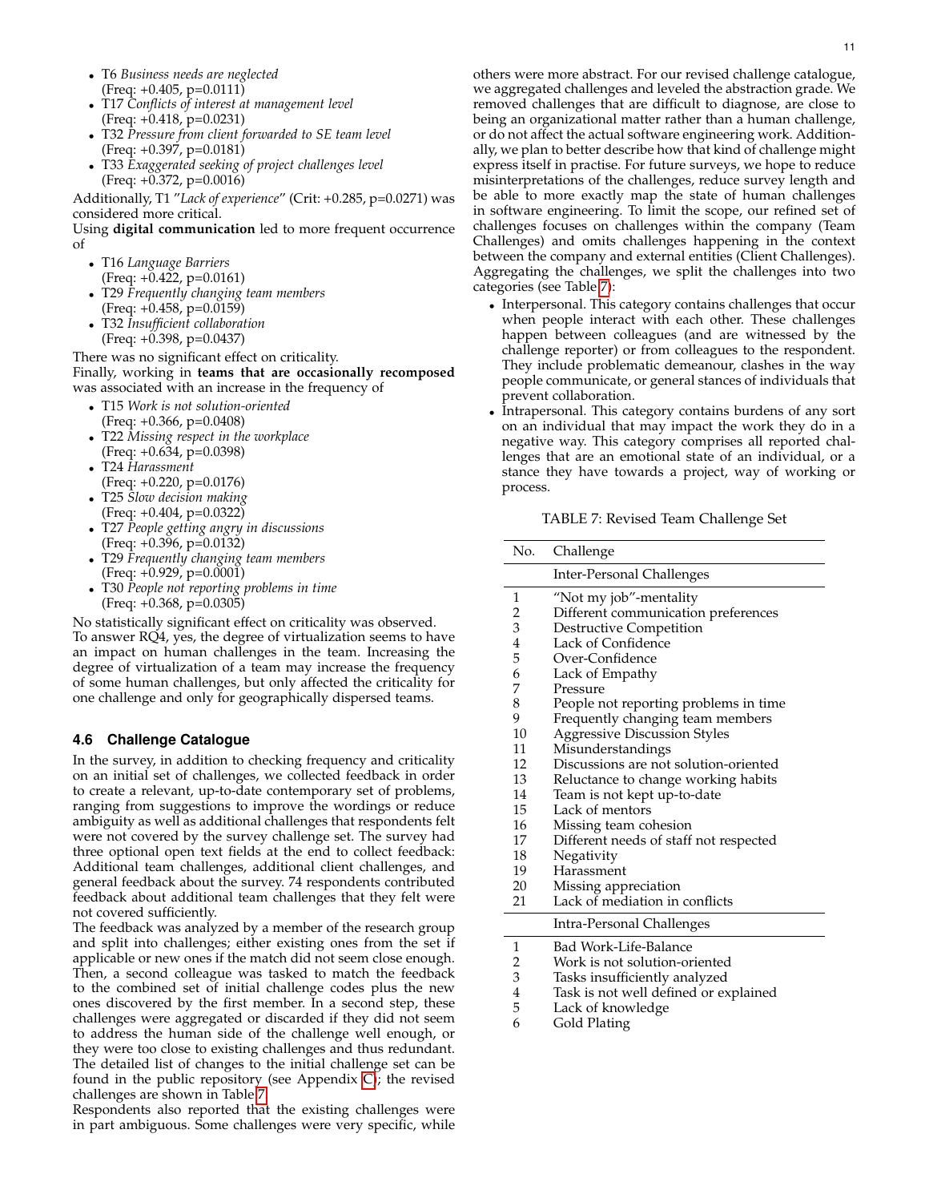- T6 *Business needs are neglected* (Freq: +0.405, p=0.0111)
- T17 *Conflicts of interest at management level* (Freq: +0.418, p=0.0231)
- T32 *Pressure from client forwarded to SE team level* (Freq: +0.397, p=0.0181)
- T33 *Exaggerated seeking of project challenges level* (Freq: +0.372, p=0.0016)

Additionally, T1 "*Lack of experience*" (Crit: +0.285, p=0.0271) was considered more critical.

Using **digital communication** led to more frequent occurrence of

- T16 *Language Barriers* (Freq: +0.422, p=0.0161)
- T29 *Frequently changing team members* (Freq: +0.458, p=0.0159)
- T32 *Insufficient collaboration* (Freq: +0.398, p=0.0437)

There was no significant effect on criticality.

Finally, working in **teams that are occasionally recomposed** was associated with an increase in the frequency of

- T15 *Work is not solution-oriented* (Freq: +0.366, p=0.0408)
- T22 *Missing respect in the workplace* (Freq: +0.634, p=0.0398)
- T24 *Harassment* (Freq: +0.220, p=0.0176)
- T25 *Slow decision making* (Freq: +0.404, p=0.0322)
- T27 *People getting angry in discussions* (Freq: +0.396, p=0.0132)
- T29 *Frequently changing team members* (Freq: +0.929, p=0.0001)
- T30 *People not reporting problems in time* (Freq: +0.368, p=0.0305)

No statistically significant effect on criticality was observed.

To answer RQ4, yes, the degree of virtualization seems to have an impact on human challenges in the team. Increasing the degree of virtualization of a team may increase the frequency of some human challenges, but only affected the criticality for one challenge and only for geographically dispersed teams.

### 4.6 Challenge Catalogue

In the survey, in addition to checking frequency and criticality on an initial set of challenges, we collected feedback in order to create a relevant, up-to-date contemporary set of problems, ranging from suggestions to improve the wordings or reduce ambiguity as well as additional challenges that respondents felt were not covered by the survey challenge set. The survey had three optional open text fields at the end to collect feedback: Additional team challenges, additional client challenges, and general feedback about the survey. 74 respondents contributed feedback about additional team challenges that they felt were not covered sufficiently.

The feedback was analyzed by a member of the research group and split into challenges; either existing ones from the set if applicable or new ones if the match did not seem close enough. Then, a second colleague was tasked to match the feedback to the combined set of initial challenge codes plus the new ones discovered by the first member. In a second step, these challenges were aggregated or discarded if they did not seem to address the human side of the challenge well enough, or they were too close to existing challenges and thus redundant. The detailed list of changes to the initial challenge set can be found in the public repository (see Appendix C); the revised challenges are shown in Table 7.

Respondents also reported that the existing challenges were in part ambiguous. Some challenges were very specific, while others were more abstract. For our revised challenge catalogue, we aggregated challenges and leveled the abstraction grade. We removed challenges that are difficult to diagnose, are close to being an organizational matter rather than a human challenge, or do not affect the actual software engineering work. Additionally, we plan to better describe how that kind of challenge might express itself in practise. For future surveys, we hope to reduce misinterpretations of the challenges, reduce survey length and be able to more exactly map the state of human challenges in software engineering. To limit the scope, our refined set of challenges focuses on challenges within the company (Team Challenges) and omits challenges happening in the context between the company and external entities (Client Challenges). Aggregating the challenges, we split the challenges into two categories (see Table 7):

- Interpersonal. This category contains challenges that occur when people interact with each other. These challenges happen between colleagues (and are witnessed by the challenge reporter) or from colleagues to the respondent. They include problematic demeanour, clashes in the way people communicate, or general stances of individuals that prevent collaboration.
- Intrapersonal. This category contains burdens of any sort on an individual that may impact the work they do in a negative way. This category comprises all reported challenges that are an emotional state of an individual, or a stance they have towards a project, way of working or process.

TABLE 7: Revised Team Challenge Set

| No. | Challenge |
|---|---|
| | Inter-Personal Challenges |
| 1 | "Not my job"-mentality |
| 2 | Different communication preferences |
| 3 | Destructive Competition |
| 4 | Lack of Confidence |
| 5 | Over-Confidence |
| 6 | Lack of Empathy |
| 7 | Pressure |
| 8 | People not reporting problems in time |
| 9 | Frequently changing team members |
| 10 | Aggressive Discussion Styles |
| 11 | Misunderstandings |
| 12 | Discussions are not solution-oriented |
| 13 | Reluctance to change working habits |
| 14 | Team is not kept up-to-date |
| 15 | Lack of mentors |
| 16 | Missing team cohesion |
| 17 | Different needs of staff not respected |
| 18 | Negativity |
| 19 | Harassment |
| 20 | Missing appreciation |
| 21 | Lack of mediation in conflicts |
| | Intra-Personal Challenges |
| 1 | Bad Work-Life-Balance |
| 2 | Work is not solution-oriented |
| 3 | Tasks insufficiently analyzed |
| 4 | Task is not well defined or explained |
| 5 | Lack of knowledge |
| 6 | Gold Plating |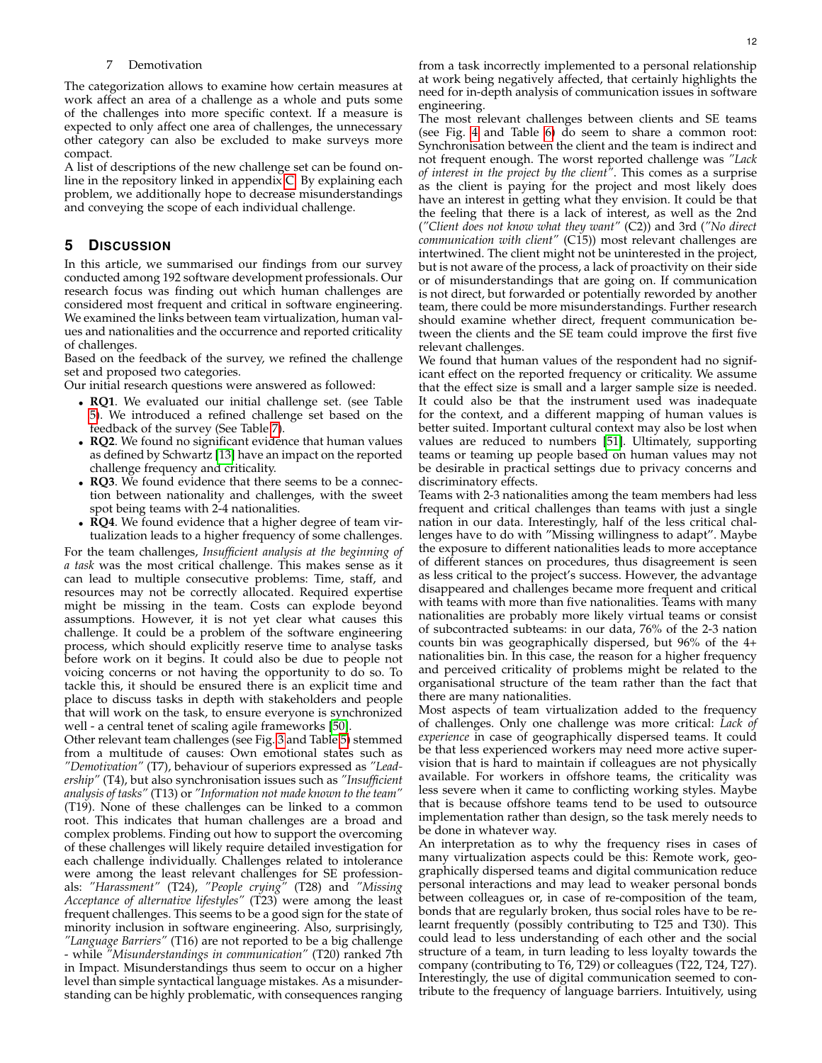7 Demotivation

The categorization allows to examine how certain measures at work affect an area of a challenge as a whole and puts some of the challenges into more specific context. If a measure is expected to only affect one area of challenges, the unnecessary other category can also be excluded to make surveys more compact.

A list of descriptions of the new challenge set can be found online in the repository linked in appendix C. By explaining each problem, we additionally hope to decrease misunderstandings and conveying the scope of each individual challenge.

## 5 Discussion

In this article, we summarised our findings from our survey conducted among 192 software development professionals. Our research focus was finding out which human challenges are considered most frequent and critical in software engineering. We examined the links between team virtualization, human values and nationalities and the occurrence and reported criticality of challenges.

Based on the feedback of the survey, we refined the challenge set and proposed two categories.

Our initial research questions were answered as followed:

- **RQ1**. We evaluated our initial challenge set. (see Table 5). We introduced a refined challenge set based on the feedback of the survey (See Table 7).
- **RQ2**. We found no significant evidence that human values as defined by Schwartz [13] have an impact on the reported challenge frequency and criticality.
- **RQ3**. We found evidence that there seems to be a connection between nationality and challenges, with the sweet spot being teams with 2-4 nationalities.
- **RQ4**. We found evidence that a higher degree of team virtualization leads to a higher frequency of some challenges.

For the team challenges, *Insufficient analysis at the beginning of a task* was the most critical challenge. This makes sense as it can lead to multiple consecutive problems: Time, staff, and resources may not be correctly allocated. Required expertise might be missing in the team. Costs can explode beyond assumptions. However, it is not yet clear what causes this challenge. It could be a problem of the software engineering process, which should explicitly reserve time to analyse tasks before work on it begins. It could also be due to people not voicing concerns or not having the opportunity to do so. To tackle this, it should be ensured there is an explicit time and place to discuss tasks in depth with stakeholders and people that will work on the task, to ensure everyone is synchronized well - a central tenet of scaling agile frameworks [50].

Other relevant team challenges (see Fig. 3 and Table 5) stemmed from a multitude of causes: Own emotional states such as *"Demotivation"* (T7), behaviour of superiors expressed as *"Leadership"* (T4), but also synchronisation issues such as *"Insufficient analysis of tasks"* (T13) or *"Information not made known to the team"* (T19). None of these challenges can be linked to a common root. This indicates that human challenges are a broad and complex problems. Finding out how to support the overcoming of these challenges will likely require detailed investigation for each challenge individually. Challenges related to intolerance were among the least relevant challenges for SE professionals: *"Harassment"* (T24), *"People crying"* (T28) and *"Missing Acceptance of alternative lifestyles"* (T23) were among the least frequent challenges. This seems to be a good sign for the state of minority inclusion in software engineering. Also, surprisingly, *"Language Barriers"* (T16) are not reported to be a big challenge - while *"Misunderstandings in communication"* (T20) ranked 7th in Impact. Misunderstandings thus seem to occur on a higher level than simple syntactical language mistakes. As a misunderstanding can be highly problematic, with consequences ranging from a task incorrectly implemented to a personal relationship at work being negatively affected, that certainly highlights the need for in-depth analysis of communication issues in software engineering.

The most relevant challenges between clients and SE teams (see Fig. 4 and Table 6) do seem to share a common root: Synchronisation between the client and the team is indirect and not frequent enough. The worst reported challenge was *"Lack of interest in the project by the client"*. This comes as a surprise as the client is paying for the project and most likely does have an interest in getting what they envision. It could be that the feeling that there is a lack of interest, as well as the 2nd (*"Client does not know what they want"* (C2)) and 3rd (*"No direct communication with client"* (C15)) most relevant challenges are intertwined. The client might not be uninterested in the project, but is not aware of the process, a lack of proactivity on their side or of misunderstandings that are going on. If communication is not direct, but forwarded or potentially reworded by another team, there could be more misunderstandings. Further research should examine whether direct, frequent communication between the clients and the SE team could improve the first five relevant challenges.

We found that human values of the respondent had no significant effect on the reported frequency or criticality. We assume that the effect size is small and a larger sample size is needed. It could also be that the instrument used was inadequate for the context, and a different mapping of human values is better suited. Important cultural context may also be lost when values are reduced to numbers [51]. Ultimately, supporting teams or teaming up people based on human values may not be desirable in practical settings due to privacy concerns and discriminatory effects.

Teams with 2-3 nationalities among the team members had less frequent and critical challenges than teams with just a single nation in our data. Interestingly, half of the less critical challenges have to do with "Missing willingness to adapt". Maybe the exposure to different nationalities leads to more acceptance of different stances on procedures, thus disagreement is seen as less critical to the project's success. However, the advantage disappeared and challenges became more frequent and critical with teams with more than five nationalities. Teams with many nationalities are probably more likely virtual teams or consist of subcontracted subteams: in our data, 76% of the 2-3 nation counts bin was geographically dispersed, but 96% of the 4+ nationalities bin. In this case, the reason for a higher frequency and perceived criticality of problems might be related to the organisational structure of the team rather than the fact that there are many nationalities.

Most aspects of team virtualization added to the frequency of challenges. Only one challenge was more critical: *Lack of experience* in case of geographically dispersed teams. It could be that less experienced workers may need more active supervision that is hard to maintain if colleagues are not physically available. For workers in offshore teams, the criticality was less severe when it came to conflicting working styles. Maybe that is because offshore teams tend to be used to outsource implementation rather than design, so the task merely needs to be done in whatever way.

An interpretation as to why the frequency rises in cases of many virtualization aspects could be this: Remote work, geographically dispersed teams and digital communication reduce personal interactions and may lead to weaker personal bonds between colleagues or, in case of re-composition of the team, bonds that are regularly broken, thus social roles have to be relearnt frequently (possibly contributing to T25 and T30). This could lead to less understanding of each other and the social structure of a team, in turn leading to less loyalty towards the company (contributing to T6, T29) or colleagues (T22, T24, T27). Interestingly, the use of digital communication seemed to contribute to the frequency of language barriers. Intuitively, using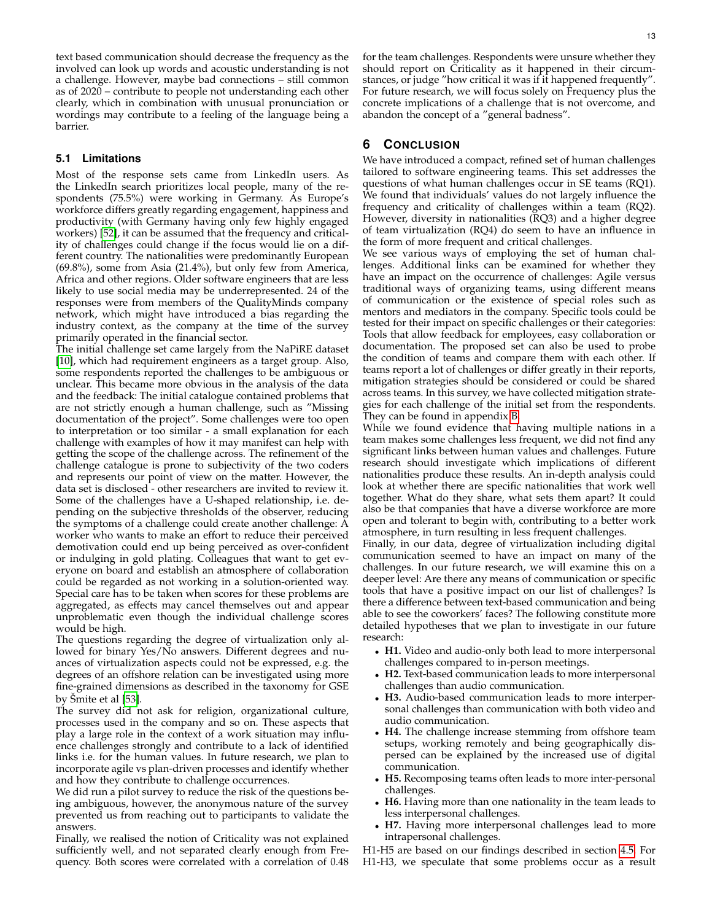text based communication should decrease the frequency as the involved can look up words and acoustic understanding is not a challenge. However, maybe bad connections – still common as of 2020 – contribute to people not understanding each other clearly, which in combination with unusual pronunciation or wordings may contribute to a feeling of the language being a barrier.

### 5.1 Limitations

Most of the response sets came from LinkedIn users. As the LinkedIn search prioritizes local people, many of the respondents (75.5%) were working in Germany. As Europe's workforce differs greatly regarding engagement, happiness and productivity (with Germany having only few highly engaged workers) [52], it can be assumed that the frequency and criticality of challenges could change if the focus would lie on a different country. The nationalities were predominantly European (69.8%), some from Asia (21.4%), but only few from America, Africa and other regions. Older software engineers that are less likely to use social media may be underrepresented. 24 of the responses were from members of the QualityMinds company network, which might have introduced a bias regarding the industry context, as the company at the time of the survey primarily operated in the financial sector.

The initial challenge set came largely from the NaPiRE dataset [10], which had requirement engineers as a target group. Also, some respondents reported the challenges to be ambiguous or unclear. This became more obvious in the analysis of the data and the feedback: The initial catalogue contained problems that are not strictly enough a human challenge, such as "Missing documentation of the project". Some challenges were too open to interpretation or too similar - a small explanation for each challenge with examples of how it may manifest can help with getting the scope of the challenge across. The refinement of the challenge catalogue is prone to subjectivity of the two coders and represents our point of view on the matter. However, the data set is disclosed - other researchers are invited to review it. Some of the challenges have a U-shaped relationship, i.e. depending on the subjective thresholds of the observer, reducing the symptoms of a challenge could create another challenge: A worker who wants to make an effort to reduce their perceived demotivation could end up being perceived as over-confident or indulging in gold plating. Colleagues that want to get everyone on board and establish an atmosphere of collaboration could be regarded as not working in a solution-oriented way. Special care has to be taken when scores for these problems are aggregated, as effects may cancel themselves out and appear unproblematic even though the individual challenge scores would be high.

The questions regarding the degree of virtualization only allowed for binary Yes/No answers. Different degrees and nuances of virtualization aspects could not be expressed, e.g. the degrees of an offshore relation can be investigated using more fine-grained dimensions as described in the taxonomy for GSE by Šmite et al [53].

The survey did not ask for religion, organizational culture, processes used in the company and so on. These aspects that play a large role in the context of a work situation may influence challenges strongly and contribute to a lack of identified links i.e. for the human values. In future research, we plan to incorporate agile vs plan-driven processes and identify whether and how they contribute to challenge occurrences.

We did run a pilot survey to reduce the risk of the questions being ambiguous, however, the anonymous nature of the survey prevented us from reaching out to participants to validate the answers.

Finally, we realised the notion of Criticality was not explained sufficiently well, and not separated clearly enough from Frequency. Both scores were correlated with a correlation of 0.48 for the team challenges. Respondents were unsure whether they should report on Criticality as it happened in their circumstances, or judge "how critical it was if it happened frequently". For future research, we will focus solely on Frequency plus the concrete implications of a challenge that is not overcome, and abandon the concept of a "general badness".

## 6 Conclusion

We have introduced a compact, refined set of human challenges tailored to software engineering teams. This set addresses the questions of what human challenges occur in SE teams (RQ1). We found that individuals' values do not largely influence the frequency and criticality of challenges within a team (RQ2). However, diversity in nationalities (RQ3) and a higher degree of team virtualization (RQ4) do seem to have an influence in the form of more frequent and critical challenges.

We see various ways of employing the set of human challenges. Additional links can be examined for whether they have an impact on the occurrence of challenges: Agile versus traditional ways of organizing teams, using different means of communication or the existence of special roles such as mentors and mediators in the company. Specific tools could be tested for their impact on specific challenges or their categories: Tools that allow feedback for employees, easy collaboration or documentation. The proposed set can also be used to probe the condition of teams and compare them with each other. If teams report a lot of challenges or differ greatly in their reports, mitigation strategies should be considered or could be shared across teams. In this survey, we have collected mitigation strategies for each challenge of the initial set from the respondents. They can be found in appendix B.

While we found evidence that having multiple nations in a team makes some challenges less frequent, we did not find any significant links between human values and challenges. Future research should investigate which implications of different nationalities produce these results. An in-depth analysis could look at whether there are specific nationalities that work well together. What do they share, what sets them apart? It could also be that companies that have a diverse workforce are more open and tolerant to begin with, contributing to a better work atmosphere, in turn resulting in less frequent challenges.

Finally, in our data, degree of virtualization including digital communication seemed to have an impact on many of the challenges. In our future research, we will examine this on a deeper level: Are there any means of communication or specific tools that have a positive impact on our list of challenges? Is there a difference between text-based communication and being able to see the coworkers' faces? The following constitute more detailed hypotheses that we plan to investigate in our future research:

- **H1.** Video and audio-only both lead to more interpersonal challenges compared to in-person meetings.
- **H2.** Text-based communication leads to more interpersonal challenges than audio communication.
- **H3.** Audio-based communication leads to more interpersonal challenges than communication with both video and audio communication.
- **H4.** The challenge increase stemming from offshore team setups, working remotely and being geographically dispersed can be explained by the increased use of digital communication.
- **H5.** Recomposing teams often leads to more inter-personal challenges.
- **H6.** Having more than one nationality in the team leads to less interpersonal challenges.
- **H7.** Having more interpersonal challenges lead to more intrapersonal challenges.

H1-H5 are based on our findings described in section 4.5. For H1-H3, we speculate that some problems occur as a result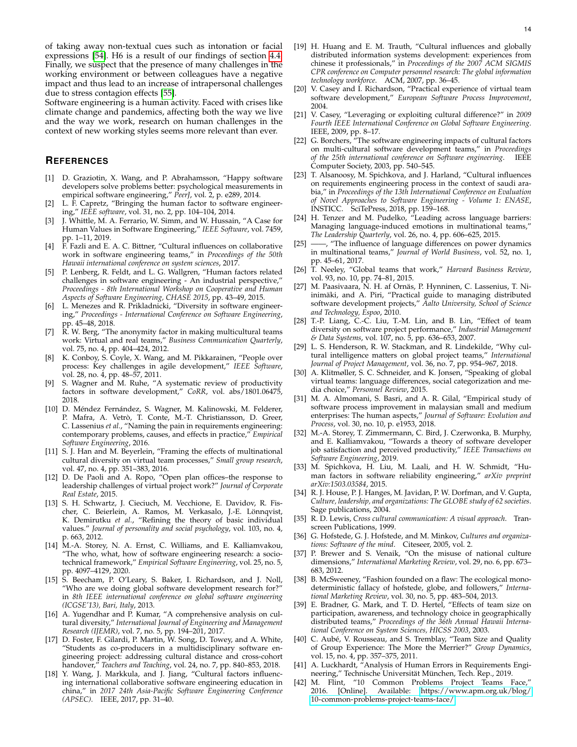of taking away non-textual cues such as intonation or facial expressions [54]. H6 is a result of our findings of section 4.4. Finally, we suspect that the presence of many challenges in the working environment or between colleagues have a negative impact and thus lead to an increase of intrapersonal challenges due to stress contagion effects [55].

Software engineering is a human activity. Faced with crises like climate change and pandemics, affecting both the way we live and the way we work, research on human challenges in the context of new working styles seems more relevant than ever.

## References

[1] D. Graziotin, X. Wang, and P. Abrahamsson, "Happy software developers solve problems better: psychological measurements in empirical software engineering," *PeerJ*, vol. 2, p. e289, 2014.

[2] L. F. Capretz, "Bringing the human factor to software engineering," *IEEE software*, vol. 31, no. 2, pp. 104–104, 2014.

[3] J. Whittle, M. A. Ferrario, W. Simm, and W. Hussain, "A Case for Human Values in Software Engineering," *IEEE Software*, vol. 7459, pp. 1–11, 2019.

[4] F. Fazli and E. A. C. Bittner, "Cultural influences on collaborative work in software engineering teams," in *Proceedings of the 50th Hawaii international conference on system sciences*, 2017.

[5] P. Lenberg, R. Feldt, and L. G. Wallgren, "Human factors related challenges in software engineering - An industrial perspective," *Proceedings - 8th International Workshop on Cooperative and Human Aspects of Software Engineering, CHASE 2015*, pp. 43–49, 2015.

[6] L. Menezes and R. Prikladnicki, "Diversity in software engineering," *Proceedings - International Conference on Software Engineering*, pp. 45–48, 2018.

[7] R. W. Berg, "The anonymity factor in making multicultural teams work: Virtual and real teams," *Business Communication Quarterly*, vol. 75, no. 4, pp. 404–424, 2012.

[8] K. Conboy, S. Coyle, X. Wang, and M. Pikkarainen, "People over process: Key challenges in agile development," *IEEE Software*, vol. 28, no. 4, pp. 48–57, 2011.

[9] S. Wagner and M. Ruhe, "A systematic review of productivity factors in software development," *CoRR*, vol. abs/1801.06475, 2018.

[10] D. Méndez Fernández, S. Wagner, M. Kalinowski, M. Felderer, P. Mafra, A. Vetrò, T. Conte, M.-T. Christiansson, D. Greer, C. Lassenius *et al.*, "Naming the pain in requirements engineering: contemporary problems, causes, and effects in practice," *Empirical Software Engineering*, 2016.

[11] S. J. Han and M. Beyerlein, "Framing the effects of multinational cultural diversity on virtual team processes," *Small group research*, vol. 47, no. 4, pp. 351–383, 2016.

[12] D. De Paoli and A. Ropo, "Open plan offices–the response to leadership challenges of virtual project work?" *Journal of Corporate Real Estate*, 2015.

[13] S. H. Schwartz, J. Cieciuch, M. Vecchione, E. Davidov, R. Fischer, C. Beierlein, A. Ramos, M. Verkasalo, J.-E. Lönnqvist, K. Demirutku *et al.*, "Refining the theory of basic individual values." *Journal of personality and social psychology*, vol. 103, no. 4, p. 663, 2012.

[14] M.-A. Storey, N. A. Ernst, C. Williams, and E. Kalliamvakou, "The who, what, how of software engineering research: a socio-technical framework," *Empirical Software Engineering*, vol. 25, no. 5, pp. 4097–4129, 2020.

[15] S. Beecham, P. O'Leary, S. Baker, I. Richardson, and J. Noll, "Who are we doing global software development research for?" in *8th IEEE international conference on global software engineering (ICGSE'13), Bari, Italy*, 2013.

[16] A. Yugendhar and P. Kumar, "A comprehensive analysis on cultural diversity," *International Journal of Engineering and Management Research (IJEMR)*, vol. 7, no. 5, pp. 194–201, 2017.

[17] D. Foster, F. Gilardi, P. Martin, W. Song, D. Towey, and A. White, "Students as co-producers in a multidisciplinary software engineering project: addressing cultural distance and cross-cohort handover," *Teachers and Teaching*, vol. 24, no. 7, pp. 840–853, 2018.

[18] Y. Wang, J. Markkula, and J. Jiang, "Cultural factors influencing international collaborative software engineering education in china," in *2017 24th Asia-Pacific Software Engineering Conference (APSEC)*. IEEE, 2017, pp. 31–40.

[19] H. Huang and E. M. Trauth, "Cultural influences and globally distributed information systems development: experiences from chinese it professionals," in *Proceedings of the 2007 ACM SIGMIS CPR conference on Computer personnel research: The global information technology workforce*. ACM, 2007, pp. 36–45.

[20] V. Casey and I. Richardson, "Practical experience of virtual team software development," *European Software Process Improvement*, 2004.

[21] V. Casey, "Leveraging or exploiting cultural difference?" in *2009 Fourth IEEE International Conference on Global Software Engineering*. IEEE, 2009, pp. 8–17.

[22] G. Borchers, "The software engineering impacts of cultural factors on multi-cultural software development teams," in *Proceedings of the 25th international conference on Software engineering*. IEEE Computer Society, 2003, pp. 540–545.

[23] T. Alsanoosy, M. Spichkova, and J. Harland, "Cultural influences on requirements engineering process in the context of saudi arabia," in *Proceedings of the 13th International Conference on Evaluation of Novel Approaches to Software Engineering - Volume 1: ENASE*, INSTICC. SciTePress, 2018, pp. 159–168.

[24] H. Tenzer and M. Pudelko, "Leading across language barriers: Managing language-induced emotions in multinational teams," *The Leadership Quarterly*, vol. 26, no. 4, pp. 606–625, 2015.

[25] ——, "The influence of language differences on power dynamics in multinational teams," *Journal of World Business*, vol. 52, no. 1, pp. 45–61, 2017.

[26] T. Neeley, "Global teams that work," *Harvard Business Review*, vol. 93, no. 10, pp. 74–81, 2015.

[27] M. Paasivaara, N. H. af Ornäs, P. Hynninen, C. Lassenius, T. Niinimäki, and A. Piri, "Practical guide to managing distributed software development projects," *Aalto University, School of Science and Technology, Espoo*, 2010.

[28] T.-P. Liang, C.-C. Liu, T.-M. Lin, and B. Lin, "Effect of team diversity on software project performance," *Industrial Management & Data Systems*, vol. 107, no. 5, pp. 636–653, 2007.

[29] L. S. Henderson, R. W. Stackman, and R. Lindekilde, "Why cultural intelligence matters on global project teams," *International Journal of Project Management*, vol. 36, no. 7, pp. 954–967, 2018.

[30] A. Klitmøller, S. C. Schneider, and K. Jonsen, "Speaking of global virtual teams: language differences, social categorization and media choice," *Personnel Review*, 2015.

[31] M. A. Almomani, S. Basri, and A. R. Gilal, "Empirical study of software process improvement in malaysian small and medium enterprises: The human aspects," *Journal of Software: Evolution and Process*, vol. 30, no. 10, p. e1953, 2018.

[32] M.-A. Storey, T. Zimmermann, C. Bird, J. Czerwonka, B. Murphy, and E. Kalliamvakou, "Towards a theory of software developer job satisfaction and perceived productivity," *IEEE Transactions on Software Engineering*, 2019.

[33] M. Spichkova, H. Liu, M. Laali, and H. W. Schmidt, "Human factors in software reliability engineering," *arXiv preprint arXiv:1503.03584*, 2015.

[34] R. J. House, P. J. Hanges, M. Javidan, P. W. Dorfman, and V. Gupta, *Culture, leadership, and organizations: The GLOBE study of 62 societies*. Sage publications, 2004.

[35] R. D. Lewis, *Cross cultural communication: A visual approach*. Transcreen Publications, 1999.

[36] G. Hofstede, G. J. Hofstede, and M. Minkov, *Cultures and organizations: Software of the mind*. Citeseer, 2005, vol. 2.

[37] P. Brewer and S. Venaik, "On the misuse of national culture dimensions," *International Marketing Review*, vol. 29, no. 6, pp. 673–683, 2012.

[38] B. McSweeney, "Fashion founded on a flaw: The ecological monodeterministic fallacy of hofstede, globe, and followers," *International Marketing Review*, vol. 30, no. 5, pp. 483–504, 2013.

[39] E. Bradner, G. Mark, and T. D. Hertel, "Effects of team size on participation, awareness, and technology choice in geographically distributed teams," *Proceedings of the 36th Annual Hawaii International Conference on System Sciences, HICSS 2003*, 2003.

[40] C. Aubé, V. Rousseau, and S. Tremblay, "Team Size and Quality of Group Experience: The More the Merrier?" *Group Dynamics*, vol. 15, no. 4, pp. 357–375, 2011.

[41] A. Luckhardt, "Analysis of Human Errors in Requirements Engineering," Technische Universität München, Tech. Rep., 2019.

[42] M. Flint, "10 Common Problems Project Teams Face," 2016. [Online]. Available: https://www.apm.org.uk/blog/10-common-problems-project-teams-face/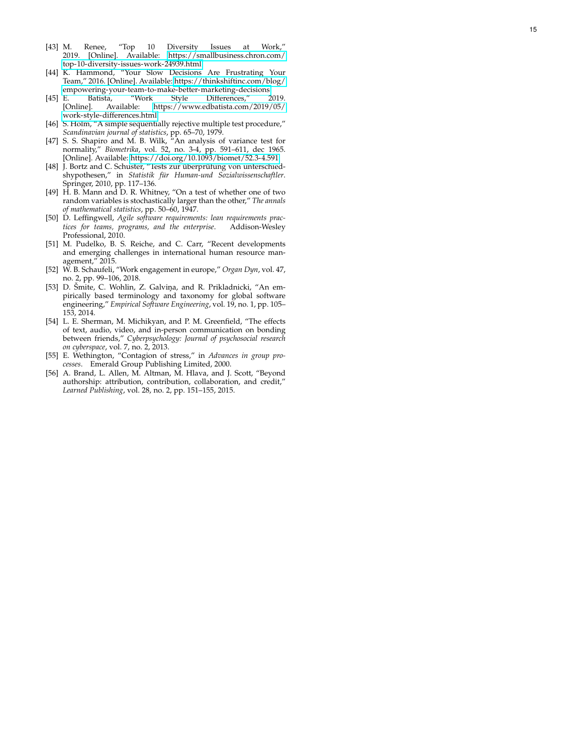[43] M. Renee, “Top 10 Diversity Issues at Work,” 2019. [Online]. Available: https://smallbusiness.chron.com/top-10-diversity-issues-work-24939.html

[44] K. Hammond, “Your Slow Decisions Are Frustrating Your Team,” 2016. [Online]. Available: https://thinkshiftinc.com/blog/empowering-your-team-to-make-better-marketing-decisions

[45] E. Batista, “Work Style Differences,” 2019. [Online]. Available: https://www.edbatista.com/2019/05/work-style-differences.html

[46] S. Holm, “A simple sequentially rejective multiple test procedure,” *Scandinavian journal of statistics*, pp. 65–70, 1979.

[47] S. S. Shapiro and M. B. Wilk, “An analysis of variance test for normality,” *Biometrika*, vol. 52, no. 3-4, pp. 591–611, dec 1965. [Online]. Available: https://doi.org/10.1093/biomet/52.3-4.591

[48] J. Bortz and C. Schuster, “Tests zur überprüfung von unterschiedshypothesen,” in *Statistik für Human-und Sozialwissenschaftler*. Springer, 2010, pp. 117–136.

[49] H. B. Mann and D. R. Whitney, “On a test of whether one of two random variables is stochastically larger than the other,” *The annals of mathematical statistics*, pp. 50–60, 1947.

[50] D. Leffingwell, *Agile software requirements: lean requirements practices for teams, programs, and the enterprise*. Addison-Wesley Professional, 2010.

[51] M. Pudelko, B. S. Reiche, and C. Carr, “Recent developments and emerging challenges in international human resource management,” 2015.

[52] W. B. Schaufeli, “Work engagement in europe,” *Organ Dyn*, vol. 47, no. 2, pp. 99–106, 2018.

[53] D. Šmite, C. Wohlin, Z. Galviņa, and R. Prikladnicki, “An empirically based terminology and taxonomy for global software engineering,” *Empirical Software Engineering*, vol. 19, no. 1, pp. 105–153, 2014.

[54] L. E. Sherman, M. Michikyan, and P. M. Greenfield, “The effects of text, audio, video, and in-person communication on bonding between friends,” *Cyberpsychology: Journal of psychosocial research on cyberspace*, vol. 7, no. 2, 2013.

[55] E. Wethington, “Contagion of stress,” in *Advances in group processes*. Emerald Group Publishing Limited, 2000.

[56] A. Brand, L. Allen, M. Altman, M. Hlava, and J. Scott, “Beyond authorship: attribution, contribution, collaboration, and credit,” *Learned Publishing*, vol. 28, no. 2, pp. 151–155, 2015.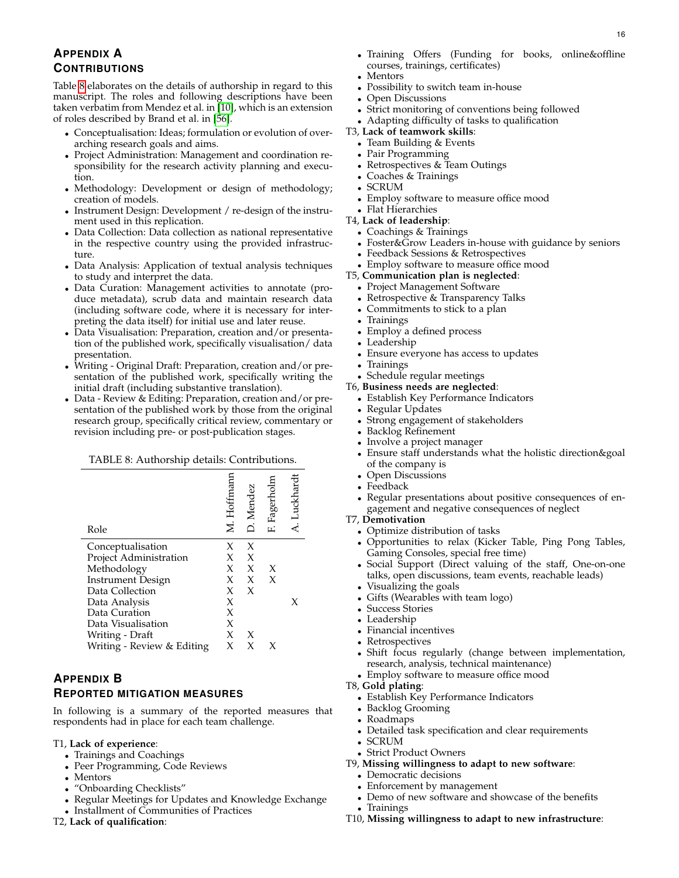## Appendix A
## Contributions

Table 8 elaborates on the details of authorship in regard to this manuscript. The roles and following descriptions have been taken verbatim from Mendez et al. in [10], which is an extension of roles described by Brand et al. in [56].

- Conceptualisation: Ideas; formulation or evolution of overarching research goals and aims.
- Project Administration: Management and coordination responsibility for the research activity planning and execution.
- Methodology: Development or design of methodology; creation of models.
- Instrument Design: Development / re-design of the instrument used in this replication.
- Data Collection: Data collection as national representative in the respective country using the provided infrastructure.
- Data Analysis: Application of textual analysis techniques to study and interpret the data.
- Data Curation: Management activities to annotate (produce metadata), scrub data and maintain research data (including software code, where it is necessary for interpreting the data itself) for initial use and later reuse.
- Data Visualisation: Preparation, creation and/or presentation of the published work, specifically visualisation/ data presentation.
- Writing - Original Draft: Preparation, creation and/or presentation of the published work, specifically writing the initial draft (including substantive translation).
- Data - Review & Editing: Preparation, creation and/or presentation of the published work by those from the original research group, specifically critical review, commentary or revision including pre- or post-publication stages.

TABLE 8: Authorship details: Contributions.

| Role | M. Hoffmann | D. Mendez | F. Fagerholm | A. Luckhardt |
|---|---|---|---|---|
| Conceptualisation | X | X | | |
| Project Administration | X | X | | |
| Methodology | X | X | X | |
| Instrument Design | X | X | X | |
| Data Collection | X | X | | |
| Data Analysis | X | | | X |
| Data Curation | X | | | |
| Data Visualisation | X | | | |
| Writing - Draft | X | X | | |
| Writing - Review & Editing | X | X | X | |

## Appendix B
## Reported mitigation measures

In following is a summary of the reported measures that respondents had in place for each team challenge.

T1, **Lack of experience**:
- Trainings and Coachings
- Peer Programming, Code Reviews
- Mentors
- "Onboarding Checklists"
- Regular Meetings for Updates and Knowledge Exchange
- Installment of Communities of Practices

T2, **Lack of qualification**:
- Training Offers (Funding for books, online&offline courses, trainings, certificates)
- Mentors
- Possibility to switch team in-house
- Open Discussions
- Strict monitoring of conventions being followed
- Adapting difficulty of tasks to qualification

T3, **Lack of teamwork skills**:
- Team Building & Events
- Pair Programming
- Retrospectives & Team Outings
- Coaches & Trainings
- SCRUM
- Employ software to measure office mood
- Flat Hierarchies

T4, **Lack of leadership**:
- Coachings & Trainings
- Foster&Grow Leaders in-house with guidance by seniors
- Feedback Sessions & Retrospectives
- Employ software to measure office mood

T5, **Communication plan is neglected**:
- Project Management Software
- Retrospective & Transparency Talks
- Commitments to stick to a plan
- Trainings
- Employ a defined process
- Leadership
- Ensure everyone has access to updates
- Trainings
- Schedule regular meetings

T6, **Business needs are neglected**:
- Establish Key Performance Indicators
- Regular Updates
- Strong engagement of stakeholders
- Backlog Refinement
- Involve a project manager
- Ensure staff understands what the holistic direction&goal of the company is
- Open Discussions
- Feedback
- Regular presentations about positive consequences of engagement and negative consequences of neglect

T7, **Demotivation**
- Optimize distribution of tasks
- Opportunities to relax (Kicker Table, Ping Pong Tables, Gaming Consoles, special free time)
- Social Support (Direct valuing of the staff, One-on-one talks, open discussions, team events, reachable leads)
- Visualizing the goals
- Gifts (Wearables with team logo)
- Success Stories
- Leadership
- Financial incentives
- Retrospectives
- Shift focus regularly (change between implementation, research, analysis, technical maintenance)
- Employ software to measure office mood

T8, **Gold plating**:
- Establish Key Performance Indicators
- Backlog Grooming
- Roadmaps
- Detailed task specification and clear requirements
- SCRUM
- Strict Product Owners

T9, **Missing willingness to adapt to new software**:
- Democratic decisions
- Enforcement by management
- Demo of new software and showcase of the benefits
- Trainings

T10, **Missing willingness to adapt to new infrastructure**: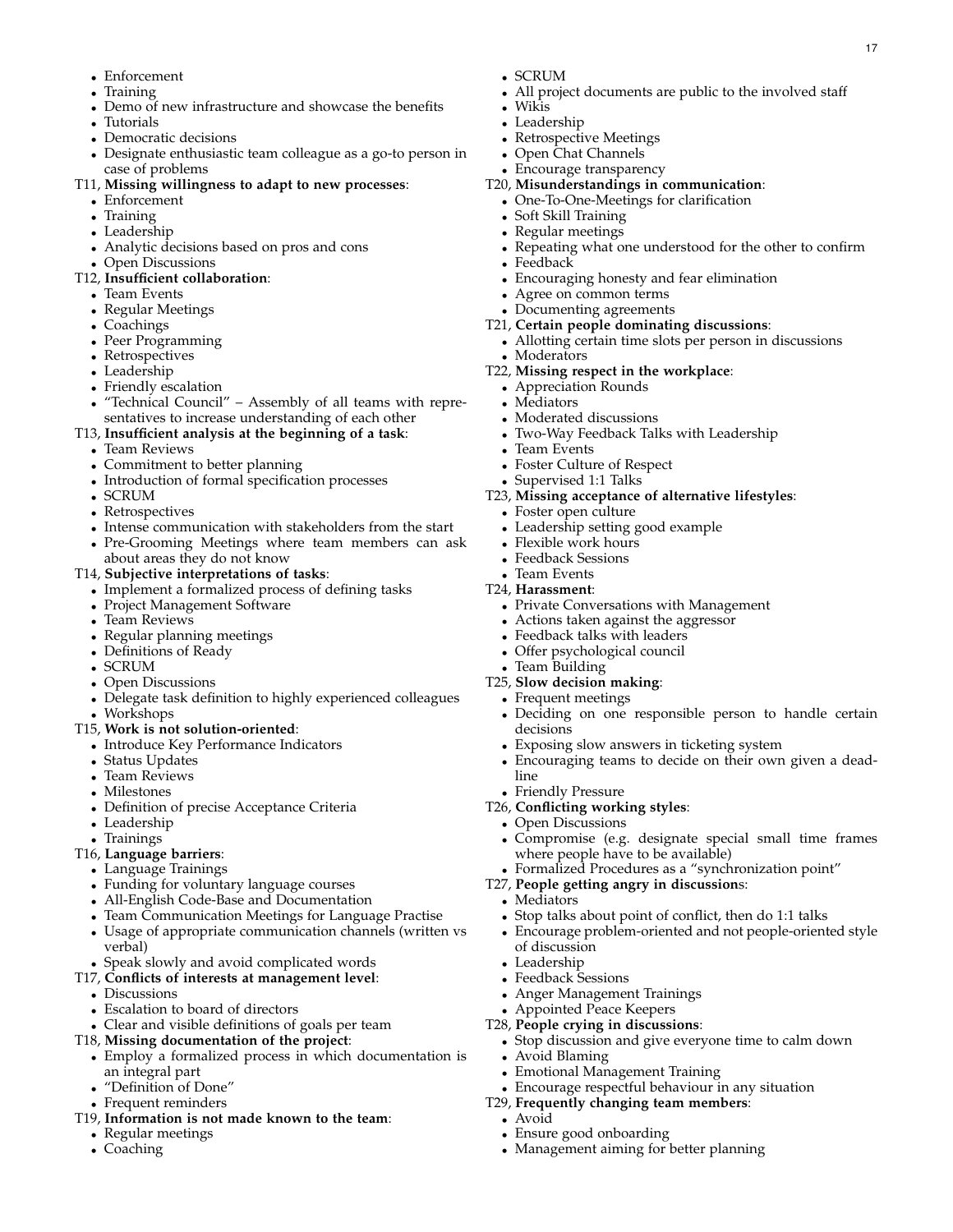- Enforcement
- Training
- Demo of new infrastructure and showcase the benefits
- Tutorials
- Democratic decisions
- Designate enthusiastic team colleague as a go-to person in case of problems

T11, **Missing willingness to adapt to new processes**:
- Enforcement
- Training
- Leadership
- Analytic decisions based on pros and cons
- Open Discussions

T12, **Insufficient collaboration**:
- Team Events
- Regular Meetings
- Coachings
- Peer Programming
- Retrospectives
- Leadership
- Friendly escalation
- "Technical Council" – Assembly of all teams with representatives to increase understanding of each other

T13, **Insufficient analysis at the beginning of a task**:
- Team Reviews
- Commitment to better planning
- Introduction of formal specification processes
- SCRUM
- Retrospectives
- Intense communication with stakeholders from the start
- Pre-Grooming Meetings where team members can ask about areas they do not know

T14, **Subjective interpretations of tasks**:
- Implement a formalized process of defining tasks
- Project Management Software
- Team Reviews
- Regular planning meetings
- Definitions of Ready
- SCRUM
- Open Discussions
- Delegate task definition to highly experienced colleagues
- Workshops

T15, **Work is not solution-oriented**:
- Introduce Key Performance Indicators
- Status Updates
- Team Reviews
- Milestones
- Definition of precise Acceptance Criteria
- Leadership
- Trainings

T16, **Language barriers**:
- Language Trainings
- Funding for voluntary language courses
- All-English Code-Base and Documentation
- Team Communication Meetings for Language Practise
- Usage of appropriate communication channels (written vs verbal)
- Speak slowly and avoid complicated words

T17, **Conflicts of interests at management level**:
- Discussions
- Escalation to board of directors
- Clear and visible definitions of goals per team

T18, **Missing documentation of the project**:
- Employ a formalized process in which documentation is an integral part
- "Definition of Done"
- Frequent reminders

T19, **Information is not made known to the team**:
- Regular meetings
- Coaching
- SCRUM
- All project documents are public to the involved staff
- Wikis
- Leadership
- Retrospective Meetings
- Open Chat Channels
- Encourage transparency

T20, **Misunderstandings in communication**:
- One-To-One-Meetings for clarification
- Soft Skill Training
- Regular meetings
- Repeating what one understood for the other to confirm
- Feedback
- Encouraging honesty and fear elimination
- Agree on common terms
- Documenting agreements

T21, **Certain people dominating discussions**:
- Allotting certain time slots per person in discussions
- Moderators

T22, **Missing respect in the workplace**:
- Appreciation Rounds
- Mediators
- Moderated discussions
- Two-Way Feedback Talks with Leadership
- Team Events
- Foster Culture of Respect
- Supervised 1:1 Talks

T23, **Missing acceptance of alternative lifestyles**:
- Foster open culture
- Leadership setting good example
- Flexible work hours
- Feedback Sessions
- Team Events

T24, **Harassment**:
- Private Conversations with Management
- Actions taken against the aggressor
- Feedback talks with leaders
- Offer psychological council
- Team Building

T25, **Slow decision making**:
- Frequent meetings
- Deciding on one responsible person to handle certain decisions
- Exposing slow answers in ticketing system
- Encouraging teams to decide on their own given a deadline
- Friendly Pressure

T26, **Conflicting working styles**:
- Open Discussions
- Compromise (e.g. designate special small time frames where people have to be available)
- Formalized Procedures as a "synchronization point"

T27, **People getting angry in discussion**s:
- Mediators
- Stop talks about point of conflict, then do 1:1 talks
- Encourage problem-oriented and not people-oriented style of discussion
- Leadership
- Feedback Sessions
- Anger Management Trainings
- Appointed Peace Keepers

T28, **People crying in discussions**:
- Stop discussion and give everyone time to calm down
- Avoid Blaming
- Emotional Management Training
- Encourage respectful behaviour in any situation

T29, **Frequently changing team members**:
- Avoid
- Ensure good onboarding
- Management aiming for better planning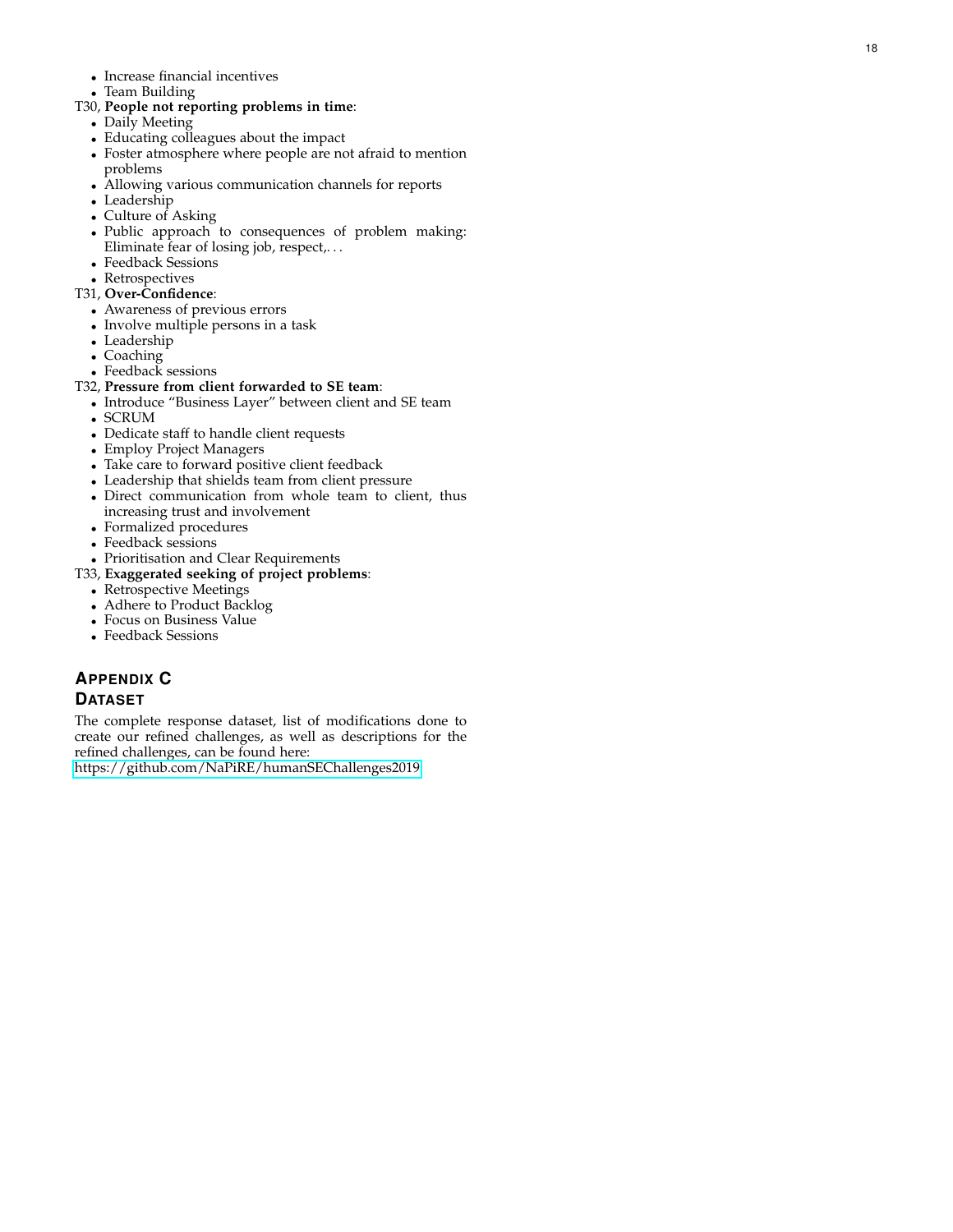- Increase financial incentives
- Team Building

T30, **People not reporting problems in time**:

- Daily Meeting
- Educating colleagues about the impact
- Foster atmosphere where people are not afraid to mention problems
- Allowing various communication channels for reports
- Leadership
- Culture of Asking
- Public approach to consequences of problem making: Eliminate fear of losing job, respect,. . .
- Feedback Sessions
- Retrospectives

T31, **Over-Confidence**:

- Awareness of previous errors
- Involve multiple persons in a task
- Leadership
- Coaching
- Feedback sessions

T32, **Pressure from client forwarded to SE team**:

- Introduce "Business Layer" between client and SE team
- SCRUM
- Dedicate staff to handle client requests
- Employ Project Managers
- Take care to forward positive client feedback
- Leadership that shields team from client pressure
- Direct communication from whole team to client, thus increasing trust and involvement
- Formalized procedures
- Feedback sessions
- Prioritisation and Clear Requirements

T33, **Exaggerated seeking of project problems**:

- Retrospective Meetings
- Adhere to Product Backlog
- Focus on Business Value
- Feedback Sessions

## Appendix C
## Dataset

The complete response dataset, list of modifications done to create our refined challenges, as well as descriptions for the refined challenges, can be found here:
https://github.com/NaPiRE/humanSEChallenges2019